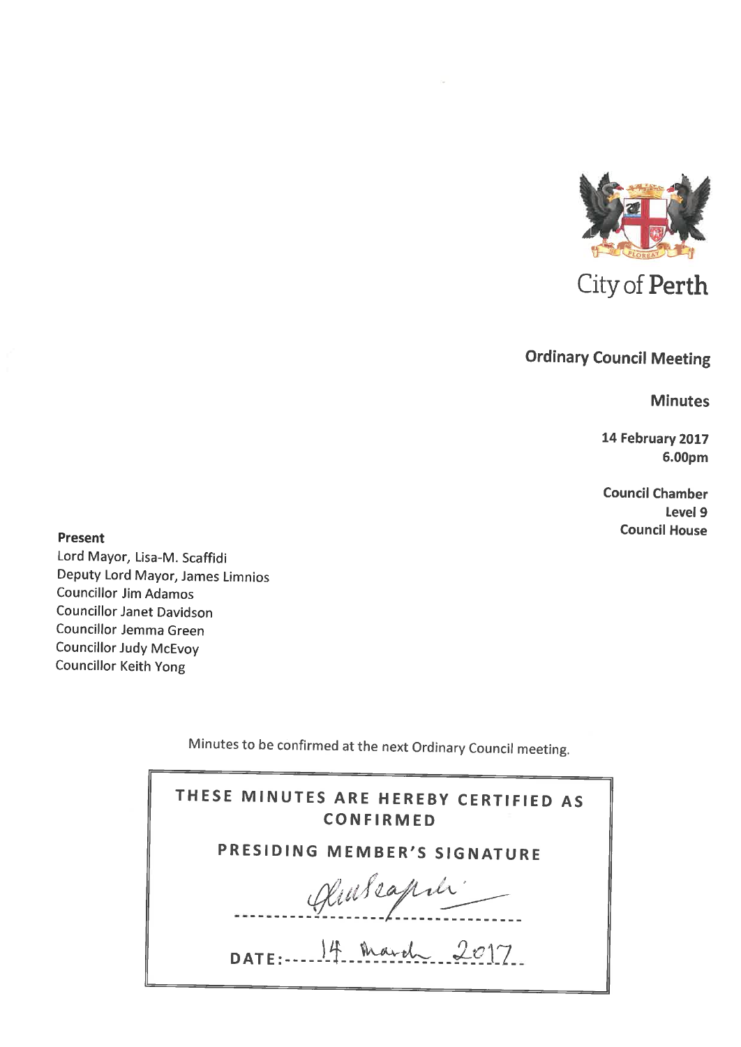City of Perth

# Ordinary Council Meeting

## Minutes

**14 February 2017**
**6.00pm**

**Council Chamber**
**Level 9**
**Council House**

**Present**

Lord Mayor, Lisa-M. Scaffidi
Deputy Lord Mayor, James Limnios
Councillor Jim Adamos
Councillor Janet Davidson
Councillor Jemma Green
Councillor Judy McEvoy
Councillor Keith Yong

Minutes to be confirmed at the next Ordinary Council meeting.

**THESE MINUTES ARE HEREBY CERTIFIED AS CONFIRMED**

**PRESIDING MEMBER'S SIGNATURE**

[Signature]

DATE: 14 March 2017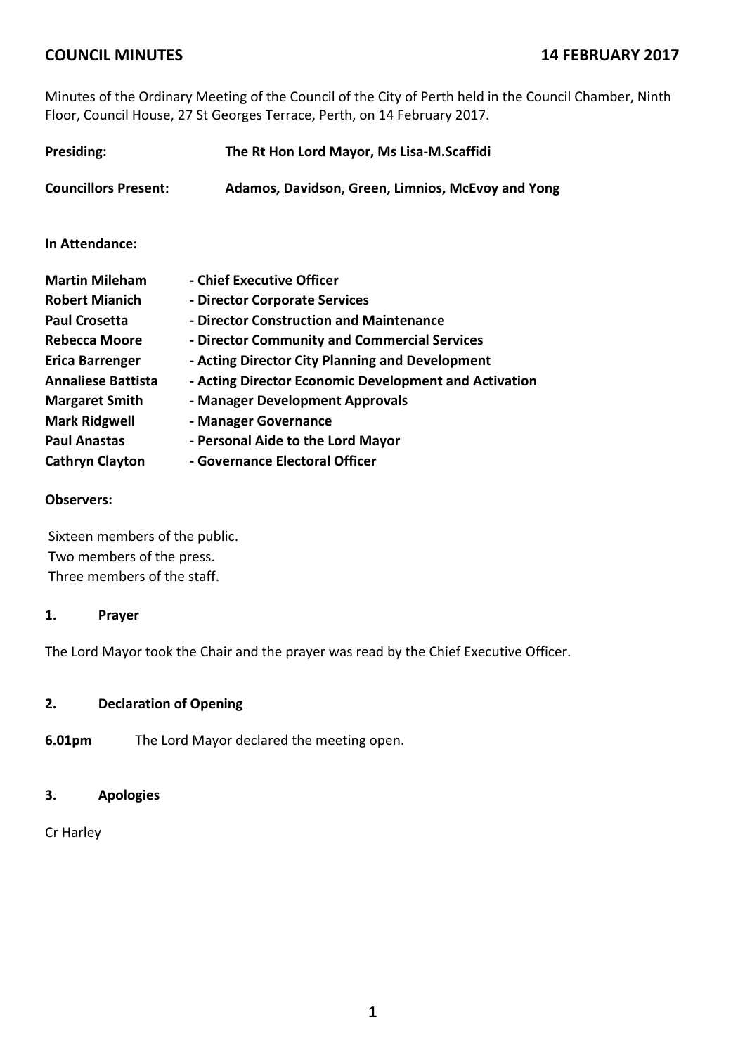# COUNCIL MINUTES 14 FEBRUARY 2017

Minutes of the Ordinary Meeting of the Council of the City of Perth held in the Council Chamber, Ninth Floor, Council House, 27 St Georges Terrace, Perth, on 14 February 2017.

| | |
|---|---|
| **Presiding:** | **The Rt Hon Lord Mayor, Ms Lisa-M.Scaffidi** |
| **Councillors Present:** | **Adamos, Davidson, Green, Limnios, McEvoy and Yong** |

**In Attendance:**

| | |
|---|---|
| **Martin Mileham** | **- Chief Executive Officer** |
| **Robert Mianich** | **- Director Corporate Services** |
| **Paul Crosetta** | **- Director Construction and Maintenance** |
| **Rebecca Moore** | **- Director Community and Commercial Services** |
| **Erica Barrenger** | **- Acting Director City Planning and Development** |
| **Annaliese Battista** | **- Acting Director Economic Development and Activation** |
| **Margaret Smith** | **- Manager Development Approvals** |
| **Mark Ridgwell** | **- Manager Governance** |
| **Paul Anastas** | **- Personal Aide to the Lord Mayor** |
| **Cathryn Clayton** | **- Governance Electoral Officer** |

**Observers:**

Sixteen members of the public.
Two members of the press.
Three members of the staff.

## 1. Prayer

The Lord Mayor took the Chair and the prayer was read by the Chief Executive Officer.

## 2. Declaration of Opening

**6.01pm** The Lord Mayor declared the meeting open.

## 3. Apologies

Cr Harley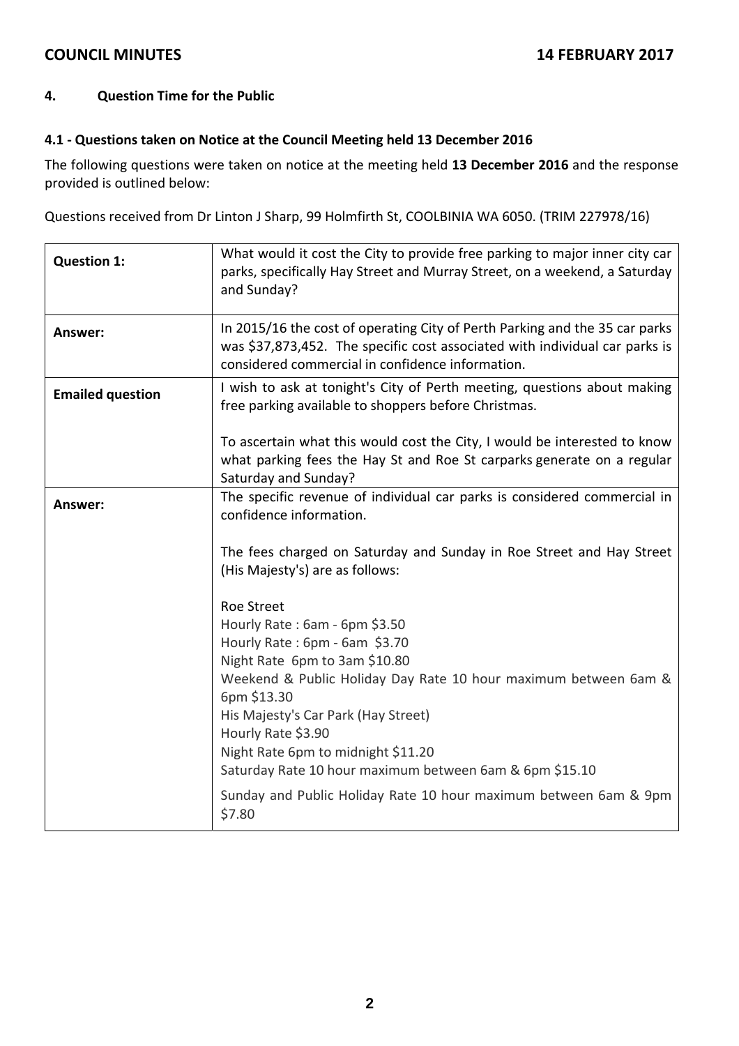## 4. Question Time for the Public

### 4.1 - Questions taken on Notice at the Council Meeting held 13 December 2016

The following questions were taken on notice at the meeting held **13 December 2016** and the response provided is outlined below:

Questions received from Dr Linton J Sharp, 99 Holmfirth St, COOLBINIA WA 6050. (TRIM 227978/16)

| | |
|---|---|
| **Question 1:** | What would it cost the City to provide free parking to major inner city car parks, specifically Hay Street and Murray Street, on a weekend, a Saturday and Sunday? |
| **Answer:** | In 2015/16 the cost of operating City of Perth Parking and the 35 car parks was $37,873,452. The specific cost associated with individual car parks is considered commercial in confidence information. |
| **Emailed question** | I wish to ask at tonight's City of Perth meeting, questions about making free parking available to shoppers before Christmas.<br><br>To ascertain what this would cost the City, I would be interested to know what parking fees the Hay St and Roe St carparks generate on a regular Saturday and Sunday? |
| **Answer:** | The specific revenue of individual car parks is considered commercial in confidence information.<br><br>The fees charged on Saturday and Sunday in Roe Street and Hay Street (His Majesty's) are as follows:<br><br>Roe Street<br>Hourly Rate : 6am - 6pm $3.50<br>Hourly Rate : 6pm - 6am $3.70<br>Night Rate 6pm to 3am $10.80<br>Weekend & Public Holiday Day Rate 10 hour maximum between 6am & 6pm $13.30<br>His Majesty's Car Park (Hay Street)<br>Hourly Rate $3.90<br>Night Rate 6pm to midnight $11.20<br>Saturday Rate 10 hour maximum between 6am & 6pm $15.10<br><br>Sunday and Public Holiday Rate 10 hour maximum between 6am & 9pm $7.80 |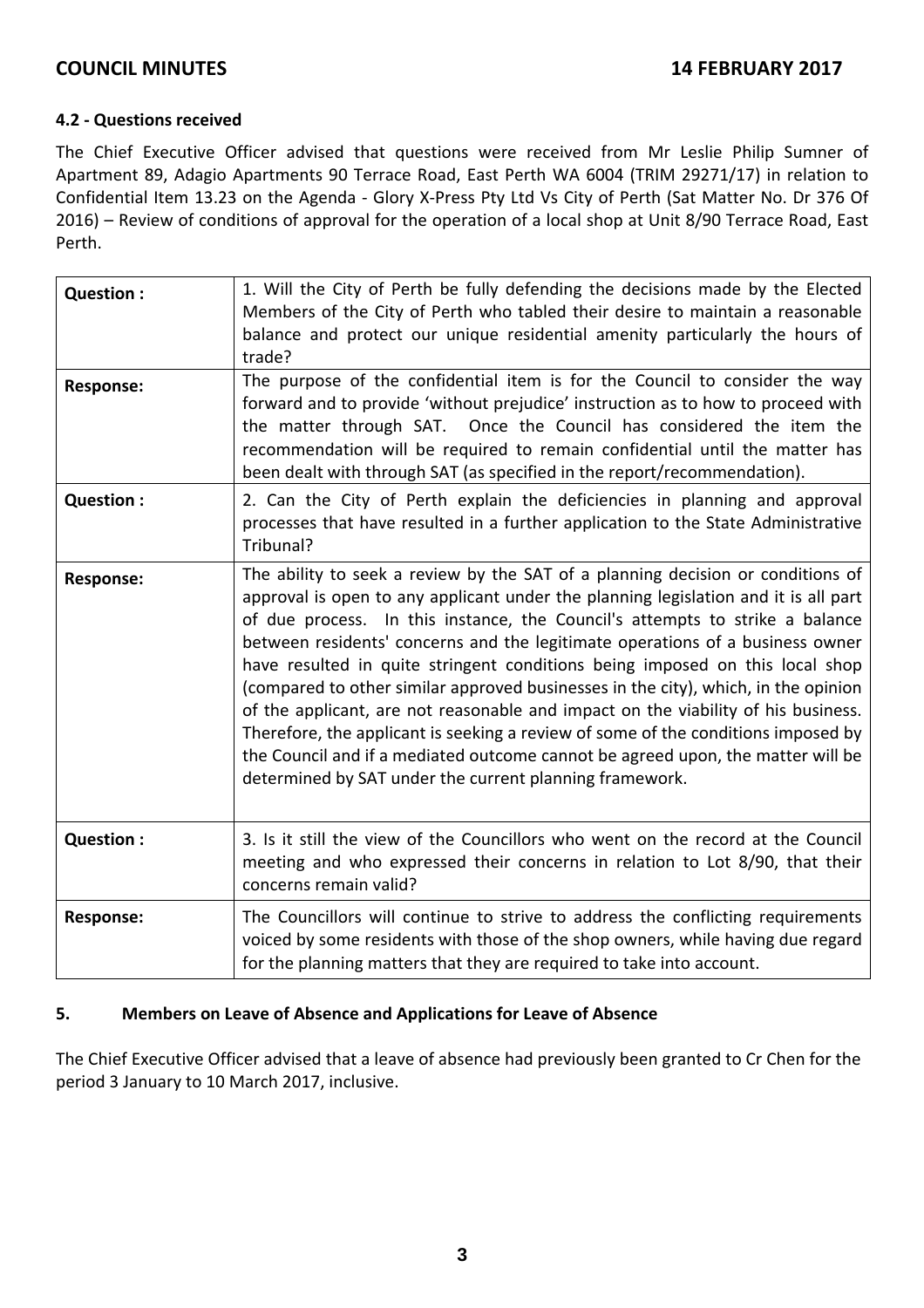#### 4.2 - Questions received

The Chief Executive Officer advised that questions were received from Mr Leslie Philip Sumner of Apartment 89, Adagio Apartments 90 Terrace Road, East Perth WA 6004 (TRIM 29271/17) in relation to Confidential Item 13.23 on the Agenda - Glory X-Press Pty Ltd Vs City of Perth (Sat Matter No. Dr 376 Of 2016) – Review of conditions of approval for the operation of a local shop at Unit 8/90 Terrace Road, East Perth.

| | |
|---|---|
| **Question :** | 1. Will the City of Perth be fully defending the decisions made by the Elected Members of the City of Perth who tabled their desire to maintain a reasonable balance and protect our unique residential amenity particularly the hours of trade? |
| **Response:** | The purpose of the confidential item is for the Council to consider the way forward and to provide 'without prejudice' instruction as to how to proceed with the matter through SAT. Once the Council has considered the item the recommendation will be required to remain confidential until the matter has been dealt with through SAT (as specified in the report/recommendation). |
| **Question :** | 2. Can the City of Perth explain the deficiencies in planning and approval processes that have resulted in a further application to the State Administrative Tribunal? |
| **Response:** | The ability to seek a review by the SAT of a planning decision or conditions of approval is open to any applicant under the planning legislation and it is all part of due process. In this instance, the Council's attempts to strike a balance between residents' concerns and the legitimate operations of a business owner have resulted in quite stringent conditions being imposed on this local shop (compared to other similar approved businesses in the city), which, in the opinion of the applicant, are not reasonable and impact on the viability of his business. Therefore, the applicant is seeking a review of some of the conditions imposed by the Council and if a mediated outcome cannot be agreed upon, the matter will be determined by SAT under the current planning framework. |
| **Question :** | 3. Is it still the view of the Councillors who went on the record at the Council meeting and who expressed their concerns in relation to Lot 8/90, that their concerns remain valid? |
| **Response:** | The Councillors will continue to strive to address the conflicting requirements voiced by some residents with those of the shop owners, while having due regard for the planning matters that they are required to take into account. |

#### 5. Members on Leave of Absence and Applications for Leave of Absence

The Chief Executive Officer advised that a leave of absence had previously been granted to Cr Chen for the period 3 January to 10 March 2017, inclusive.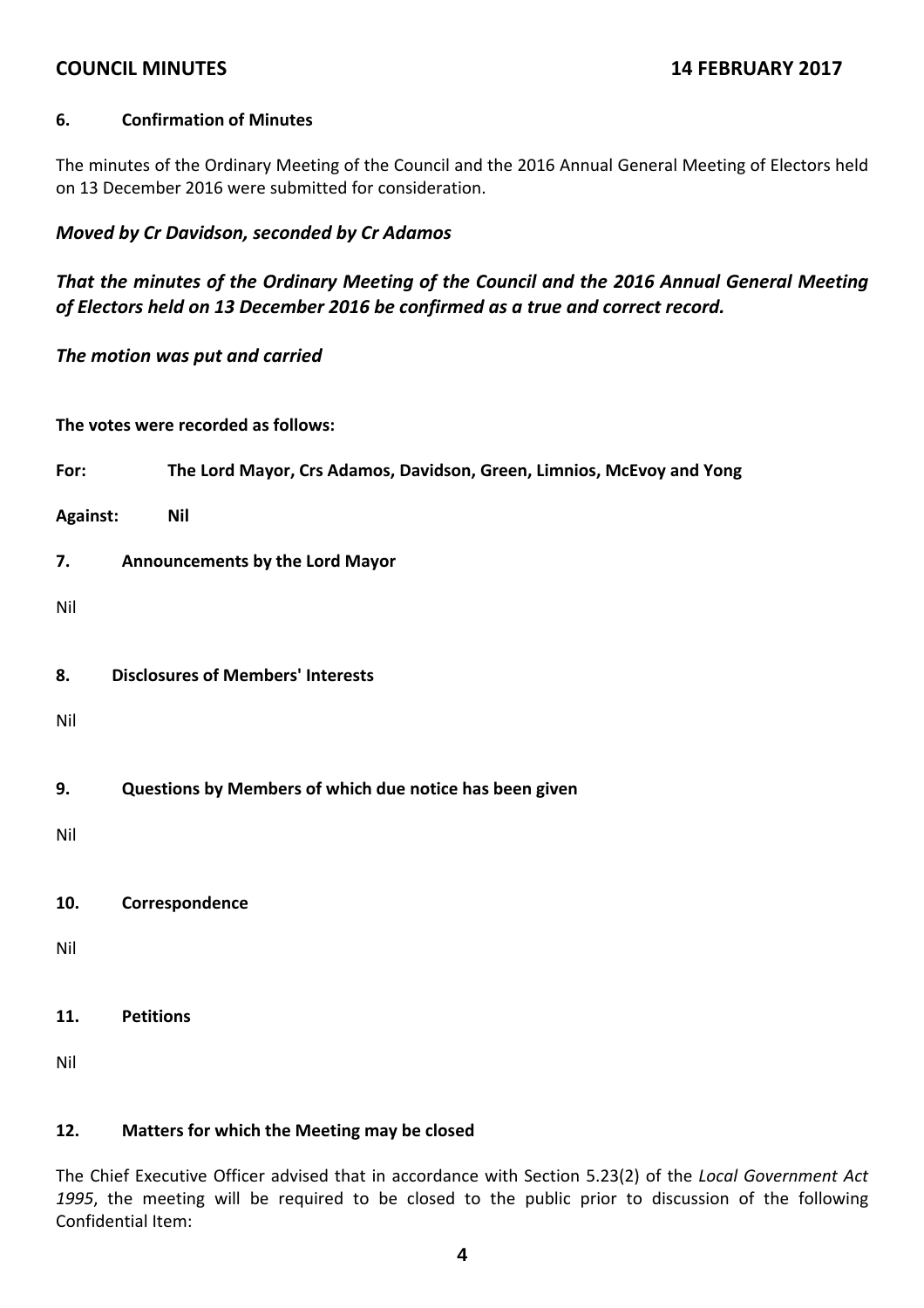## 6. Confirmation of Minutes

The minutes of the Ordinary Meeting of the Council and the 2016 Annual General Meeting of Electors held on 13 December 2016 were submitted for consideration.

***Moved by Cr Davidson, seconded by Cr Adamos***

***That the minutes of the Ordinary Meeting of the Council and the 2016 Annual General Meeting of Electors held on 13 December 2016 be confirmed as a true and correct record.***

***The motion was put and carried***

**The votes were recorded as follows:**

**For:** **The Lord Mayor, Crs Adamos, Davidson, Green, Limnios, McEvoy and Yong**

**Against:** **Nil**

## 7. Announcements by the Lord Mayor

Nil

## 8. Disclosures of Members' Interests

Nil

## 9. Questions by Members of which due notice has been given

Nil

## 10. Correspondence

Nil

## 11. Petitions

Nil

## 12. Matters for which the Meeting may be closed

The Chief Executive Officer advised that in accordance with Section 5.23(2) of the *Local Government Act 1995*, the meeting will be required to be closed to the public prior to discussion of the following Confidential Item: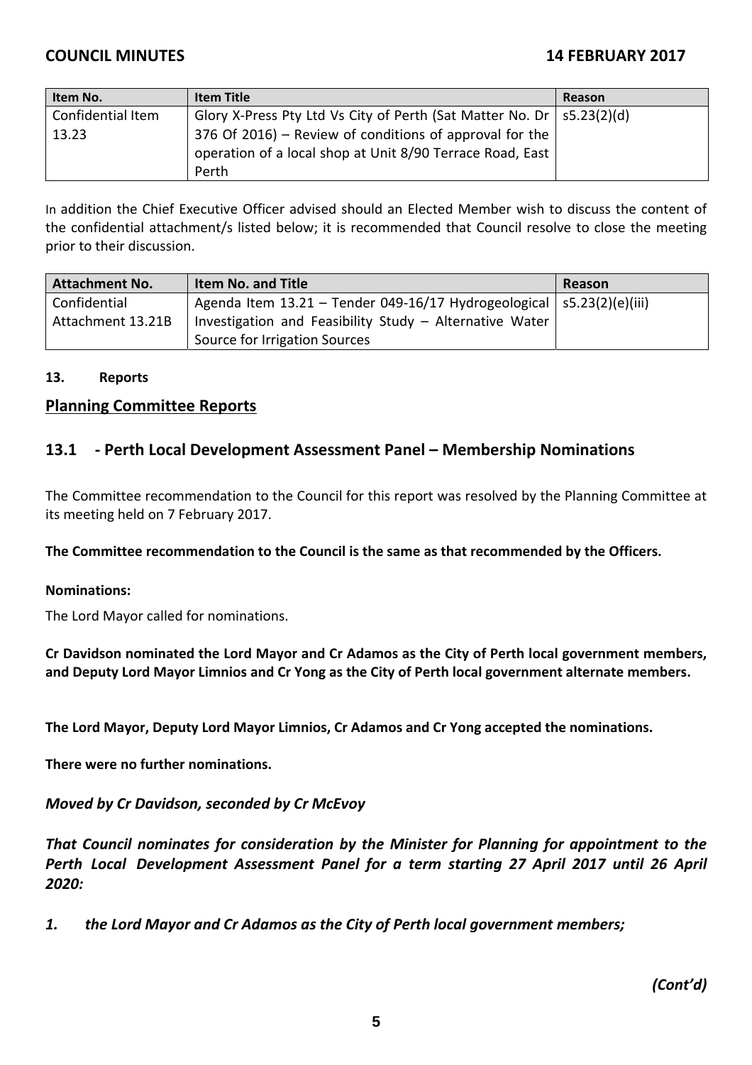| Item No. | Item Title | Reason |
|---|---|---|
| Confidential Item 13.23 | Glory X-Press Pty Ltd Vs City of Perth (Sat Matter No. Dr 376 Of 2016) – Review of conditions of approval for the operation of a local shop at Unit 8/90 Terrace Road, East Perth | s5.23(2)(d) |

In addition the Chief Executive Officer advised should an Elected Member wish to discuss the content of the confidential attachment/s listed below; it is recommended that Council resolve to close the meeting prior to their discussion.

| Attachment No. | Item No. and Title | Reason |
|---|---|---|
| Confidential Attachment 13.21B | Agenda Item 13.21 – Tender 049-16/17 Hydrogeological Investigation and Feasibility Study – Alternative Water Source for Irrigation Sources | s5.23(2)(e)(iii) |

**13. Reports**

## Planning Committee Reports

## 13.1 - Perth Local Development Assessment Panel – Membership Nominations

The Committee recommendation to the Council for this report was resolved by the Planning Committee at its meeting held on 7 February 2017.

**The Committee recommendation to the Council is the same as that recommended by the Officers.**

**Nominations:**

The Lord Mayor called for nominations.

**Cr Davidson nominated the Lord Mayor and Cr Adamos as the City of Perth local government members, and Deputy Lord Mayor Limnios and Cr Yong as the City of Perth local government alternate members.**

**The Lord Mayor, Deputy Lord Mayor Limnios, Cr Adamos and Cr Yong accepted the nominations.**

**There were no further nominations.**

***Moved by Cr Davidson, seconded by Cr McEvoy***

***That Council nominates for consideration by the Minister for Planning for appointment to the Perth Local Development Assessment Panel for a term starting 27 April 2017 until 26 April 2020:***

***1. the Lord Mayor and Cr Adamos as the City of Perth local government members;***

*(Cont'd)*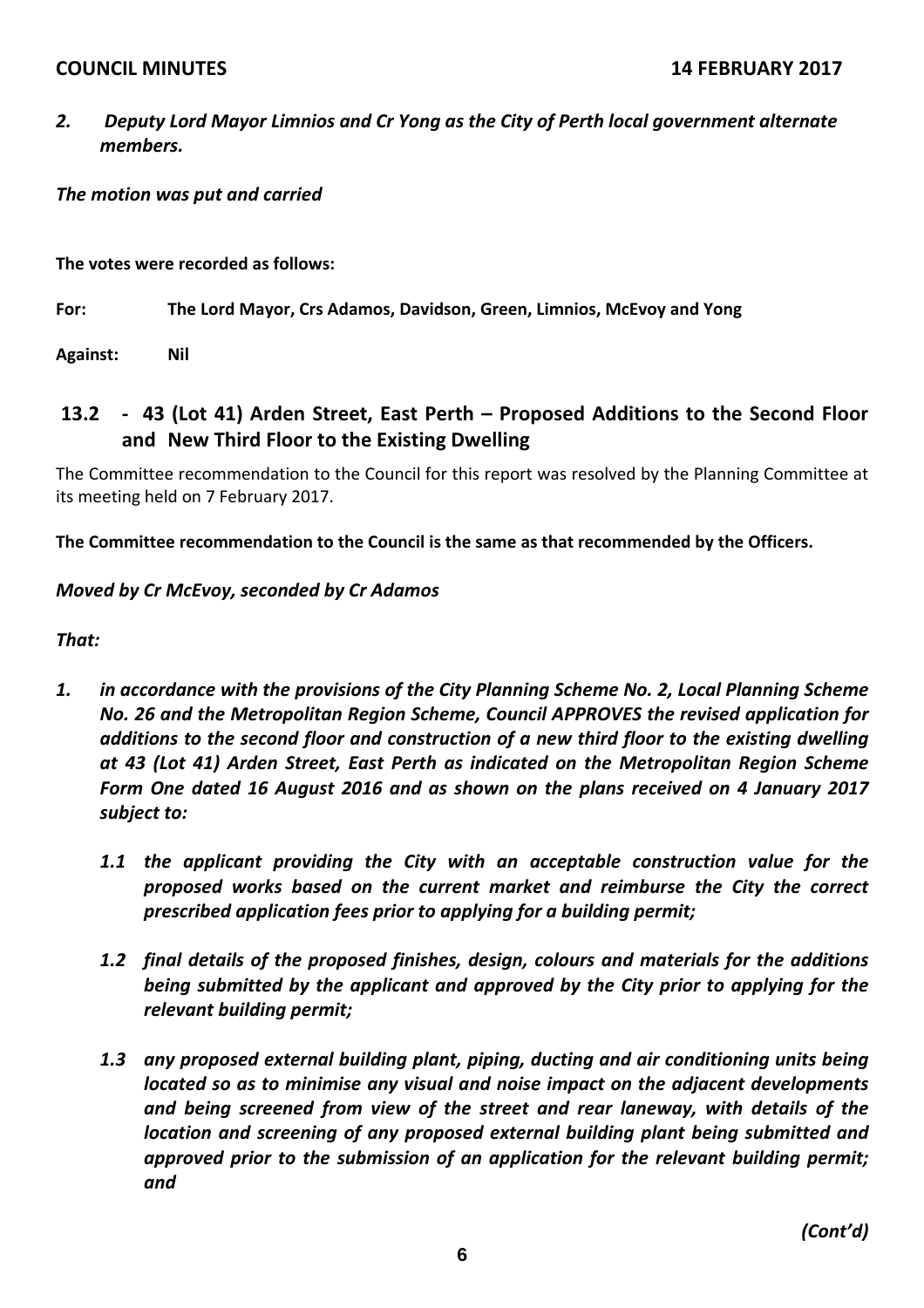*2. Deputy Lord Mayor Limnios and Cr Yong as the City of Perth local government alternate members.*

***The motion was put and carried***

**The votes were recorded as follows:**

**For: The Lord Mayor, Crs Adamos, Davidson, Green, Limnios, McEvoy and Yong**

**Against: Nil**

## 13.2 - 43 (Lot 41) Arden Street, East Perth – Proposed Additions to the Second Floor and New Third Floor to the Existing Dwelling

The Committee recommendation to the Council for this report was resolved by the Planning Committee at its meeting held on 7 February 2017.

**The Committee recommendation to the Council is the same as that recommended by the Officers.**

***Moved by Cr McEvoy, seconded by Cr Adamos***

***That:***

***1. in accordance with the provisions of the City Planning Scheme No. 2, Local Planning Scheme No. 26 and the Metropolitan Region Scheme, Council APPROVES the revised application for additions to the second floor and construction of a new third floor to the existing dwelling at 43 (Lot 41) Arden Street, East Perth as indicated on the Metropolitan Region Scheme Form One dated 16 August 2016 and as shown on the plans received on 4 January 2017 subject to:***

***1.1 the applicant providing the City with an acceptable construction value for the proposed works based on the current market and reimburse the City the correct prescribed application fees prior to applying for a building permit;***

***1.2 final details of the proposed finishes, design, colours and materials for the additions being submitted by the applicant and approved by the City prior to applying for the relevant building permit;***

***1.3 any proposed external building plant, piping, ducting and air conditioning units being located so as to minimise any visual and noise impact on the adjacent developments and being screened from view of the street and rear laneway, with details of the location and screening of any proposed external building plant being submitted and approved prior to the submission of an application for the relevant building permit; and***

*(Cont'd)*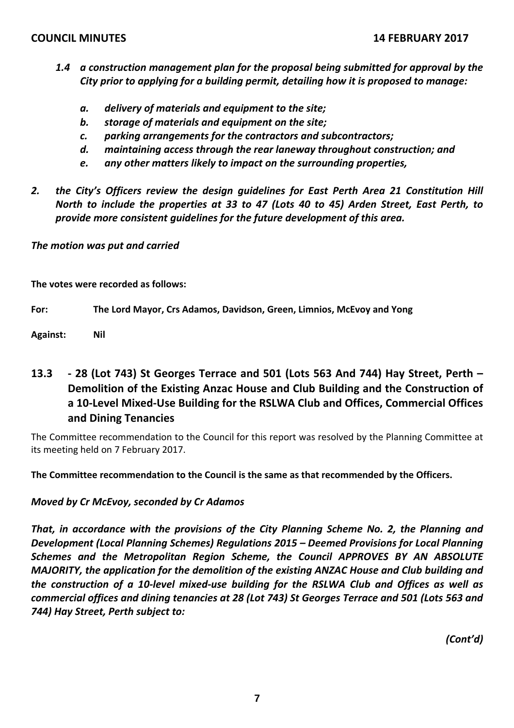*1.4 a construction management plan for the proposal being submitted for approval by the City prior to applying for a building permit, detailing how it is proposed to manage:*

*a. delivery of materials and equipment to the site;*
*b. storage of materials and equipment on the site;*
*c. parking arrangements for the contractors and subcontractors;*
*d. maintaining access through the rear laneway throughout construction; and*
*e. any other matters likely to impact on the surrounding properties,*

*2. the City's Officers review the design guidelines for East Perth Area 21 Constitution Hill North to include the properties at 33 to 47 (Lots 40 to 45) Arden Street, East Perth, to provide more consistent guidelines for the future development of this area.*

***The motion was put and carried***

**The votes were recorded as follows:**

**For: The Lord Mayor, Crs Adamos, Davidson, Green, Limnios, McEvoy and Yong**

**Against: Nil**

## 13.3 - 28 (Lot 743) St Georges Terrace and 501 (Lots 563 And 744) Hay Street, Perth – Demolition of the Existing Anzac House and Club Building and the Construction of a 10-Level Mixed-Use Building for the RSLWA Club and Offices, Commercial Offices and Dining Tenancies

The Committee recommendation to the Council for this report was resolved by the Planning Committee at its meeting held on 7 February 2017.

**The Committee recommendation to the Council is the same as that recommended by the Officers.**

***Moved by Cr McEvoy, seconded by Cr Adamos***

***That, in accordance with the provisions of the City Planning Scheme No. 2, the Planning and Development (Local Planning Schemes) Regulations 2015 – Deemed Provisions for Local Planning Schemes and the Metropolitan Region Scheme, the Council APPROVES BY AN ABSOLUTE MAJORITY, the application for the demolition of the existing ANZAC House and Club building and the construction of a 10-level mixed-use building for the RSLWA Club and Offices as well as commercial offices and dining tenancies at 28 (Lot 743) St Georges Terrace and 501 (Lots 563 and 744) Hay Street, Perth subject to:***

***(Cont'd)***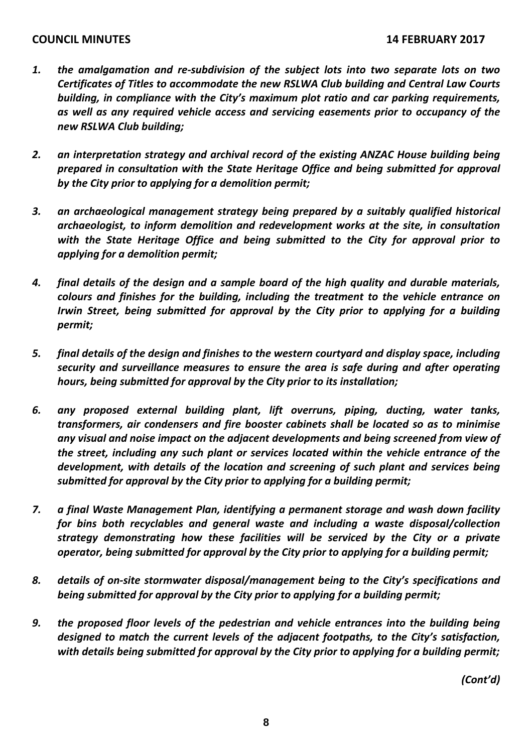1. ***the amalgamation and re-subdivision of the subject lots into two separate lots on two Certificates of Titles to accommodate the new RSLWA Club building and Central Law Courts building, in compliance with the City's maximum plot ratio and car parking requirements, as well as any required vehicle access and servicing easements prior to occupancy of the new RSLWA Club building;***

2. ***an interpretation strategy and archival record of the existing ANZAC House building being prepared in consultation with the State Heritage Office and being submitted for approval by the City prior to applying for a demolition permit;***

3. ***an archaeological management strategy being prepared by a suitably qualified historical archaeologist, to inform demolition and redevelopment works at the site, in consultation with the State Heritage Office and being submitted to the City for approval prior to applying for a demolition permit;***

4. ***final details of the design and a sample board of the high quality and durable materials, colours and finishes for the building, including the treatment to the vehicle entrance on Irwin Street, being submitted for approval by the City prior to applying for a building permit;***

5. ***final details of the design and finishes to the western courtyard and display space, including security and surveillance measures to ensure the area is safe during and after operating hours, being submitted for approval by the City prior to its installation;***

6. ***any proposed external building plant, lift overruns, piping, ducting, water tanks, transformers, air condensers and fire booster cabinets shall be located so as to minimise any visual and noise impact on the adjacent developments and being screened from view of the street, including any such plant or services located within the vehicle entrance of the development, with details of the location and screening of such plant and services being submitted for approval by the City prior to applying for a building permit;***

7. ***a final Waste Management Plan, identifying a permanent storage and wash down facility for bins both recyclables and general waste and including a waste disposal/collection strategy demonstrating how these facilities will be serviced by the City or a private operator, being submitted for approval by the City prior to applying for a building permit;***

8. ***details of on-site stormwater disposal/management being to the City's specifications and being submitted for approval by the City prior to applying for a building permit;***

9. ***the proposed floor levels of the pedestrian and vehicle entrances into the building being designed to match the current levels of the adjacent footpaths, to the City's satisfaction, with details being submitted for approval by the City prior to applying for a building permit;***

***(Cont'd)***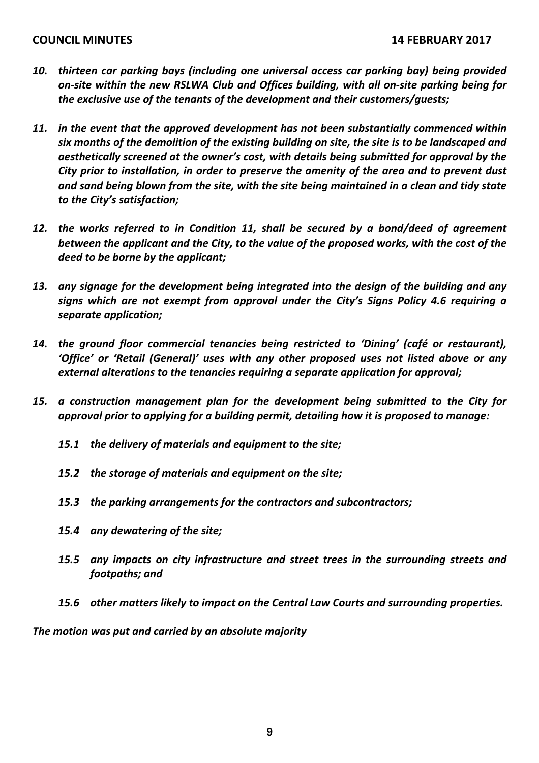***10. thirteen car parking bays (including one universal access car parking bay) being provided on-site within the new RSLWA Club and Offices building, with all on-site parking being for the exclusive use of the tenants of the development and their customers/guests;***

***11. in the event that the approved development has not been substantially commenced within six months of the demolition of the existing building on site, the site is to be landscaped and aesthetically screened at the owner's cost, with details being submitted for approval by the City prior to installation, in order to preserve the amenity of the area and to prevent dust and sand being blown from the site, with the site being maintained in a clean and tidy state to the City's satisfaction;***

***12. the works referred to in Condition 11, shall be secured by a bond/deed of agreement between the applicant and the City, to the value of the proposed works, with the cost of the deed to be borne by the applicant;***

***13. any signage for the development being integrated into the design of the building and any signs which are not exempt from approval under the City's Signs Policy 4.6 requiring a separate application;***

***14. the ground floor commercial tenancies being restricted to 'Dining' (café or restaurant), 'Office' or 'Retail (General)' uses with any other proposed uses not listed above or any external alterations to the tenancies requiring a separate application for approval;***

***15. a construction management plan for the development being submitted to the City for approval prior to applying for a building permit, detailing how it is proposed to manage:***

***15.1 the delivery of materials and equipment to the site;***

***15.2 the storage of materials and equipment on the site;***

***15.3 the parking arrangements for the contractors and subcontractors;***

***15.4 any dewatering of the site;***

***15.5 any impacts on city infrastructure and street trees in the surrounding streets and footpaths; and***

***15.6 other matters likely to impact on the Central Law Courts and surrounding properties.***

***The motion was put and carried by an absolute majority***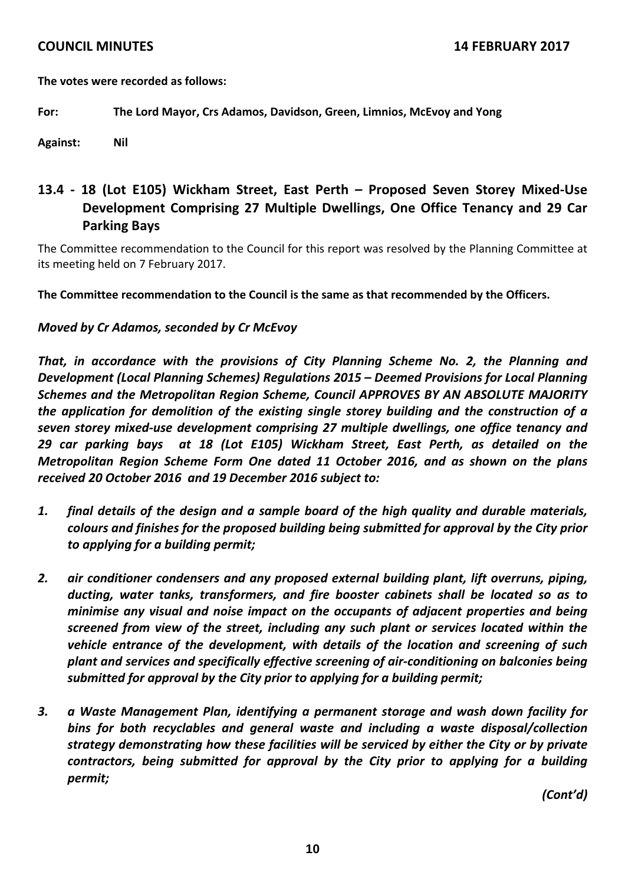**The votes were recorded as follows:**

**For: The Lord Mayor, Crs Adamos, Davidson, Green, Limnios, McEvoy and Yong**

**Against: Nil**

## 13.4 - 18 (Lot E105) Wickham Street, East Perth – Proposed Seven Storey Mixed-Use Development Comprising 27 Multiple Dwellings, One Office Tenancy and 29 Car Parking Bays

The Committee recommendation to the Council for this report was resolved by the Planning Committee at its meeting held on 7 February 2017.

**The Committee recommendation to the Council is the same as that recommended by the Officers.**

***Moved by Cr Adamos, seconded by Cr McEvoy***

***That, in accordance with the provisions of City Planning Scheme No. 2, the Planning and Development (Local Planning Schemes) Regulations 2015 – Deemed Provisions for Local Planning Schemes and the Metropolitan Region Scheme, Council APPROVES BY AN ABSOLUTE MAJORITY the application for demolition of the existing single storey building and the construction of a seven storey mixed-use development comprising 27 multiple dwellings, one office tenancy and 29 car parking bays at 18 (Lot E105) Wickham Street, East Perth, as detailed on the Metropolitan Region Scheme Form One dated 11 October 2016, and as shown on the plans received 20 October 2016 and 19 December 2016 subject to:***

1. ***final details of the design and a sample board of the high quality and durable materials, colours and finishes for the proposed building being submitted for approval by the City prior to applying for a building permit;***

2. ***air conditioner condensers and any proposed external building plant, lift overruns, piping, ducting, water tanks, transformers, and fire booster cabinets shall be located so as to minimise any visual and noise impact on the occupants of adjacent properties and being screened from view of the street, including any such plant or services located within the vehicle entrance of the development, with details of the location and screening of such plant and services and specifically effective screening of air-conditioning on balconies being submitted for approval by the City prior to applying for a building permit;***

3. ***a Waste Management Plan, identifying a permanent storage and wash down facility for bins for both recyclables and general waste and including a waste disposal/collection strategy demonstrating how these facilities will be serviced by either the City or by private contractors, being submitted for approval by the City prior to applying for a building permit;***

***(Cont'd)***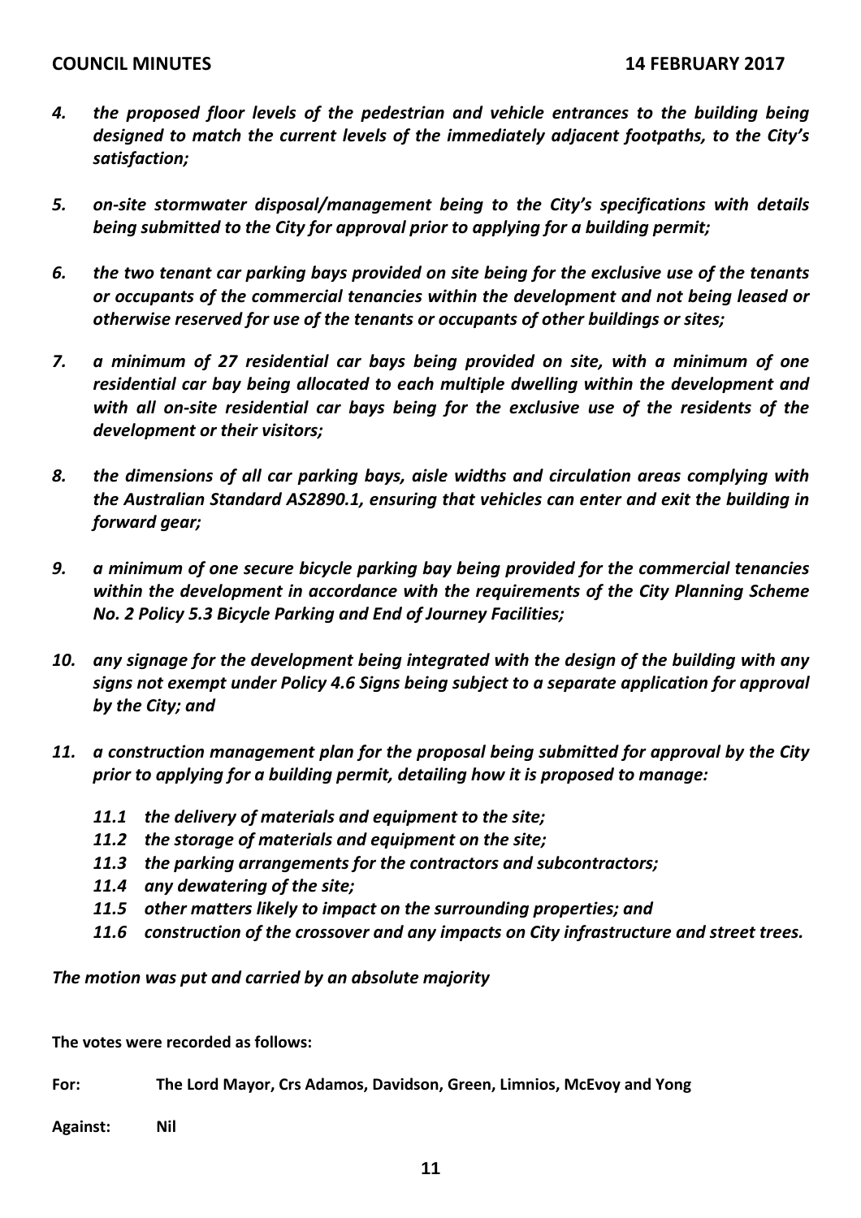*4. the proposed floor levels of the pedestrian and vehicle entrances to the building being designed to match the current levels of the immediately adjacent footpaths, to the City's satisfaction;*

*5. on-site stormwater disposal/management being to the City's specifications with details being submitted to the City for approval prior to applying for a building permit;*

*6. the two tenant car parking bays provided on site being for the exclusive use of the tenants or occupants of the commercial tenancies within the development and not being leased or otherwise reserved for use of the tenants or occupants of other buildings or sites;*

*7. a minimum of 27 residential car bays being provided on site, with a minimum of one residential car bay being allocated to each multiple dwelling within the development and with all on-site residential car bays being for the exclusive use of the residents of the development or their visitors;*

*8. the dimensions of all car parking bays, aisle widths and circulation areas complying with the Australian Standard AS2890.1, ensuring that vehicles can enter and exit the building in forward gear;*

*9. a minimum of one secure bicycle parking bay being provided for the commercial tenancies within the development in accordance with the requirements of the City Planning Scheme No. 2 Policy 5.3 Bicycle Parking and End of Journey Facilities;*

*10. any signage for the development being integrated with the design of the building with any signs not exempt under Policy 4.6 Signs being subject to a separate application for approval by the City; and*

*11. a construction management plan for the proposal being submitted for approval by the City prior to applying for a building permit, detailing how it is proposed to manage:*

*11.1 the delivery of materials and equipment to the site;*
*11.2 the storage of materials and equipment on the site;*
*11.3 the parking arrangements for the contractors and subcontractors;*
*11.4 any dewatering of the site;*
*11.5 other matters likely to impact on the surrounding properties; and*
*11.6 construction of the crossover and any impacts on City infrastructure and street trees.*

***The motion was put and carried by an absolute majority***

**The votes were recorded as follows:**

**For:** **The Lord Mayor, Crs Adamos, Davidson, Green, Limnios, McEvoy and Yong**

**Against:** **Nil**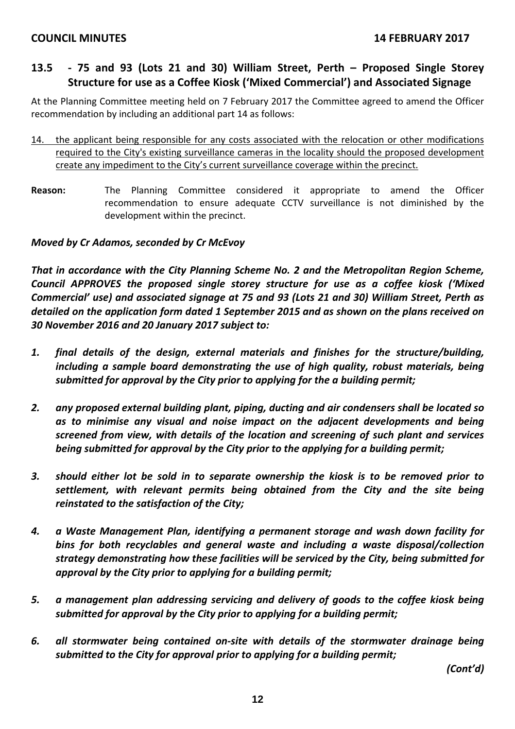## 13.5 - 75 and 93 (Lots 21 and 30) William Street, Perth – Proposed Single Storey Structure for use as a Coffee Kiosk ('Mixed Commercial') and Associated Signage

At the Planning Committee meeting held on 7 February 2017 the Committee agreed to amend the Officer recommendation by including an additional part 14 as follows:

14. <u>the applicant being responsible for any costs associated with the relocation or other modifications required to the City's existing surveillance cameras in the locality should the proposed development create any impediment to the City's current surveillance coverage within the precinct.</u>

**Reason:** The Planning Committee considered it appropriate to amend the Officer recommendation to ensure adequate CCTV surveillance is not diminished by the development within the precinct.

***Moved by Cr Adamos, seconded by Cr McEvoy***

***That in accordance with the City Planning Scheme No. 2 and the Metropolitan Region Scheme, Council APPROVES the proposed single storey structure for use as a coffee kiosk ('Mixed Commercial' use) and associated signage at 75 and 93 (Lots 21 and 30) William Street, Perth as detailed on the application form dated 1 September 2015 and as shown on the plans received on 30 November 2016 and 20 January 2017 subject to:***

1. ***final details of the design, external materials and finishes for the structure/building, including a sample board demonstrating the use of high quality, robust materials, being submitted for approval by the City prior to applying for the a building permit;***

2. ***any proposed external building plant, piping, ducting and air condensers shall be located so as to minimise any visual and noise impact on the adjacent developments and being screened from view, with details of the location and screening of such plant and services being submitted for approval by the City prior to the applying for a building permit;***

3. ***should either lot be sold in to separate ownership the kiosk is to be removed prior to settlement, with relevant permits being obtained from the City and the site being reinstated to the satisfaction of the City;***

4. ***a Waste Management Plan, identifying a permanent storage and wash down facility for bins for both recyclables and general waste and including a waste disposal/collection strategy demonstrating how these facilities will be serviced by the City, being submitted for approval by the City prior to applying for a building permit;***

5. ***a management plan addressing servicing and delivery of goods to the coffee kiosk being submitted for approval by the City prior to applying for a building permit;***

6. ***all stormwater being contained on-site with details of the stormwater drainage being submitted to the City for approval prior to applying for a building permit;***

***(Cont'd)***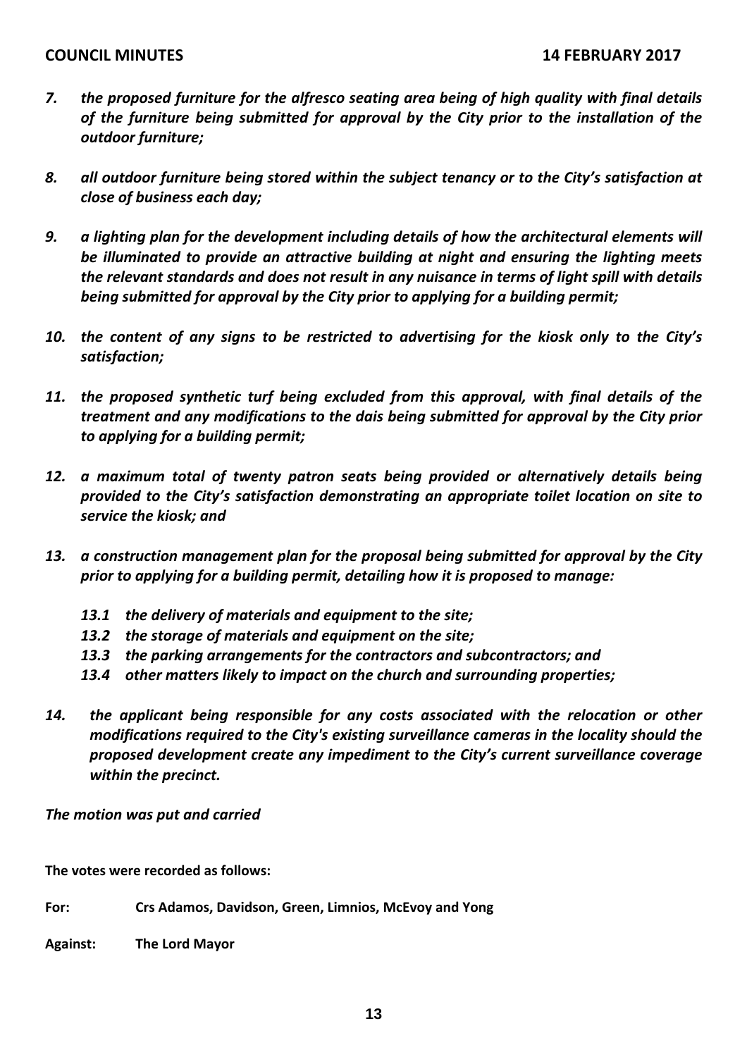7. ***the proposed furniture for the alfresco seating area being of high quality with final details of the furniture being submitted for approval by the City prior to the installation of the outdoor furniture;***

8. ***all outdoor furniture being stored within the subject tenancy or to the City's satisfaction at close of business each day;***

9. ***a lighting plan for the development including details of how the architectural elements will be illuminated to provide an attractive building at night and ensuring the lighting meets the relevant standards and does not result in any nuisance in terms of light spill with details being submitted for approval by the City prior to applying for a building permit;***

10. ***the content of any signs to be restricted to advertising for the kiosk only to the City's satisfaction;***

11. ***the proposed synthetic turf being excluded from this approval, with final details of the treatment and any modifications to the dais being submitted for approval by the City prior to applying for a building permit;***

12. ***a maximum total of twenty patron seats being provided or alternatively details being provided to the City's satisfaction demonstrating an appropriate toilet location on site to service the kiosk; and***

13. ***a construction management plan for the proposal being submitted for approval by the City prior to applying for a building permit, detailing how it is proposed to manage:***

    ***13.1 the delivery of materials and equipment to the site;***
    ***13.2 the storage of materials and equipment on the site;***
    ***13.3 the parking arrangements for the contractors and subcontractors; and***
    ***13.4 other matters likely to impact on the church and surrounding properties;***

14. ***the applicant being responsible for any costs associated with the relocation or other modifications required to the City's existing surveillance cameras in the locality should the proposed development create any impediment to the City's current surveillance coverage within the precinct.***

***The motion was put and carried***

**The votes were recorded as follows:**

**For:** **Crs Adamos, Davidson, Green, Limnios, McEvoy and Yong**

**Against:** **The Lord Mayor**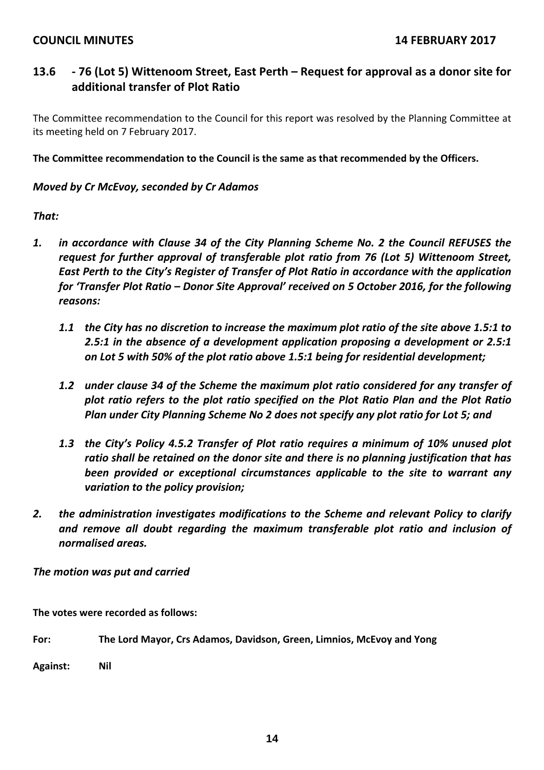## 13.6 - 76 (Lot 5) Wittenoom Street, East Perth – Request for approval as a donor site for additional transfer of Plot Ratio

The Committee recommendation to the Council for this report was resolved by the Planning Committee at its meeting held on 7 February 2017.

**The Committee recommendation to the Council is the same as that recommended by the Officers.**

***Moved by Cr McEvoy, seconded by Cr Adamos***

***That:***

1. ***in accordance with Clause 34 of the City Planning Scheme No. 2 the Council REFUSES the request for further approval of transferable plot ratio from 76 (Lot 5) Wittenoom Street, East Perth to the City's Register of Transfer of Plot Ratio in accordance with the application for 'Transfer Plot Ratio – Donor Site Approval' received on 5 October 2016, for the following reasons:***

   ***1.1 the City has no discretion to increase the maximum plot ratio of the site above 1.5:1 to 2.5:1 in the absence of a development application proposing a development or 2.5:1 on Lot 5 with 50% of the plot ratio above 1.5:1 being for residential development;***

   ***1.2 under clause 34 of the Scheme the maximum plot ratio considered for any transfer of plot ratio refers to the plot ratio specified on the Plot Ratio Plan and the Plot Ratio Plan under City Planning Scheme No 2 does not specify any plot ratio for Lot 5; and***

   ***1.3 the City's Policy 4.5.2 Transfer of Plot ratio requires a minimum of 10% unused plot ratio shall be retained on the donor site and there is no planning justification that has been provided or exceptional circumstances applicable to the site to warrant any variation to the policy provision;***

2. ***the administration investigates modifications to the Scheme and relevant Policy to clarify and remove all doubt regarding the maximum transferable plot ratio and inclusion of normalised areas.***

***The motion was put and carried***

**The votes were recorded as follows:**

**For:** **The Lord Mayor, Crs Adamos, Davidson, Green, Limnios, McEvoy and Yong**

**Against:** **Nil**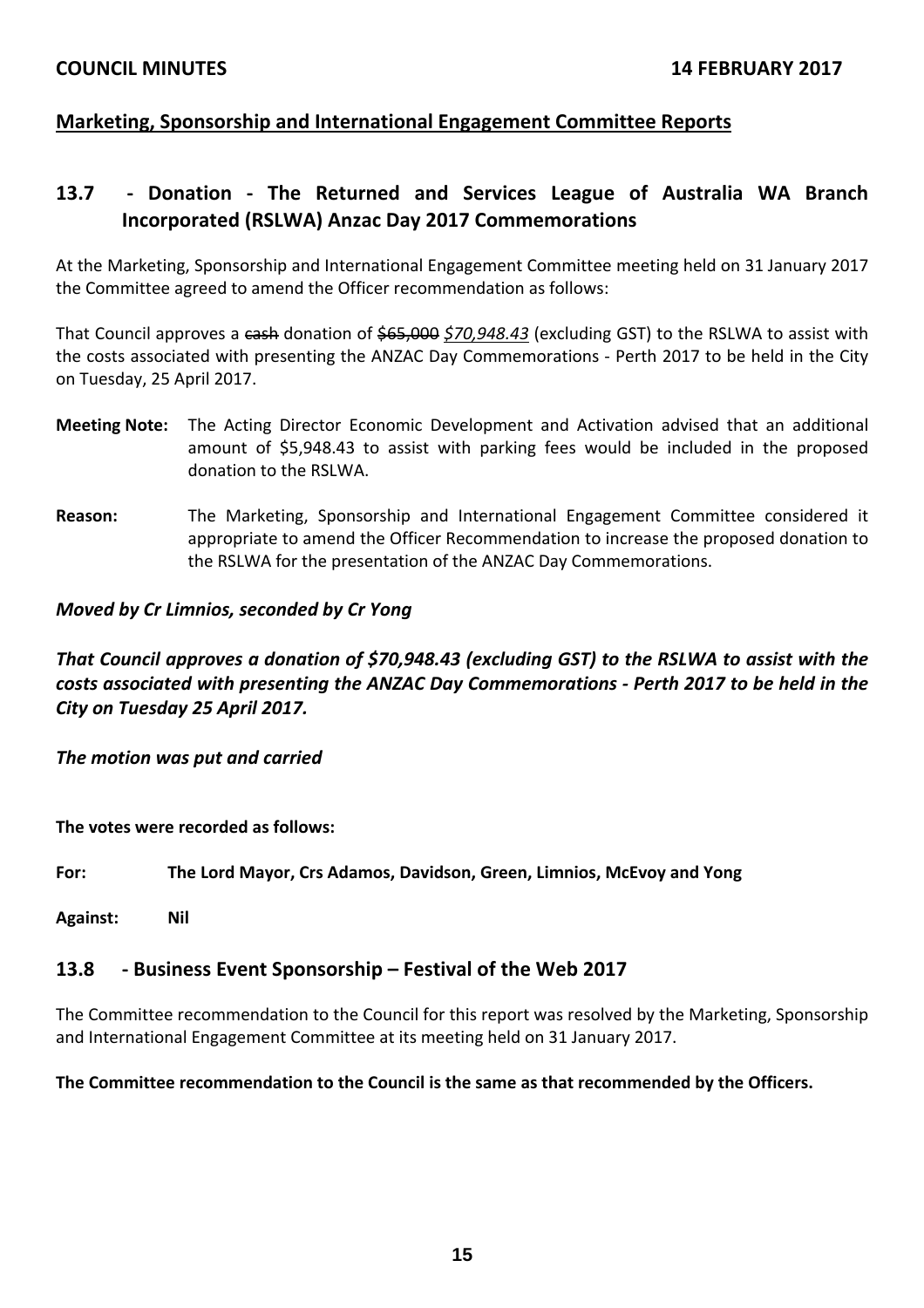## Marketing, Sponsorship and International Engagement Committee Reports

## 13.7 - Donation - The Returned and Services League of Australia WA Branch Incorporated (RSLWA) Anzac Day 2017 Commemorations

At the Marketing, Sponsorship and International Engagement Committee meeting held on 31 January 2017 the Committee agreed to amend the Officer recommendation as follows:

That Council approves a ~~cash~~ donation of ~~$65,000~~ *$70,948.43* (excluding GST) to the RSLWA to assist with the costs associated with presenting the ANZAC Day Commemorations - Perth 2017 to be held in the City on Tuesday, 25 April 2017.

**Meeting Note:** The Acting Director Economic Development and Activation advised that an additional amount of $5,948.43 to assist with parking fees would be included in the proposed donation to the RSLWA.

**Reason:** The Marketing, Sponsorship and International Engagement Committee considered it appropriate to amend the Officer Recommendation to increase the proposed donation to the RSLWA for the presentation of the ANZAC Day Commemorations.

***Moved by Cr Limnios, seconded by Cr Yong***

***That Council approves a donation of $70,948.43 (excluding GST) to the RSLWA to assist with the costs associated with presenting the ANZAC Day Commemorations - Perth 2017 to be held in the City on Tuesday 25 April 2017.***

***The motion was put and carried***

**The votes were recorded as follows:**

**For:** **The Lord Mayor, Crs Adamos, Davidson, Green, Limnios, McEvoy and Yong**

**Against:** **Nil**

## 13.8 - Business Event Sponsorship – Festival of the Web 2017

The Committee recommendation to the Council for this report was resolved by the Marketing, Sponsorship and International Engagement Committee at its meeting held on 31 January 2017.

**The Committee recommendation to the Council is the same as that recommended by the Officers.**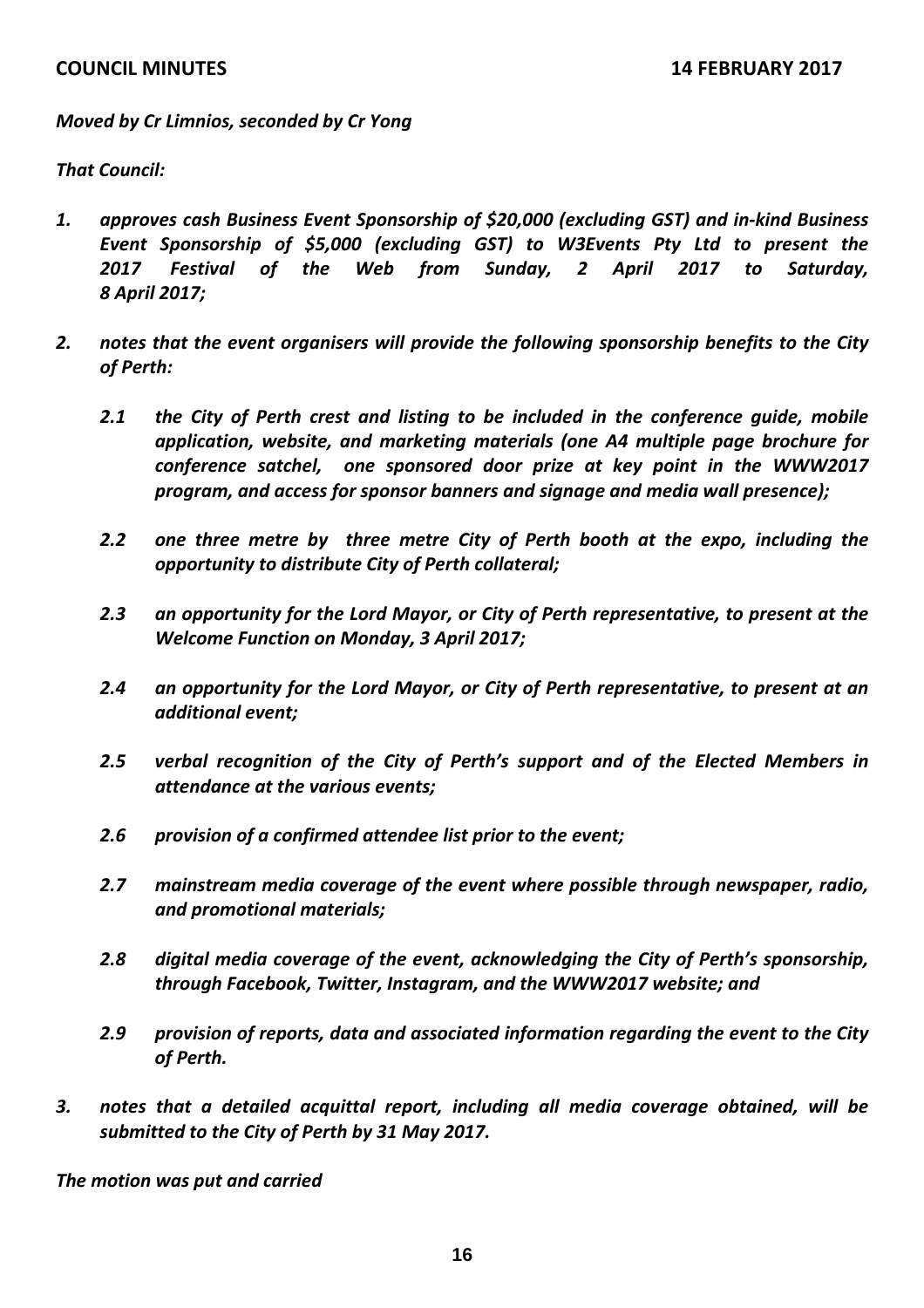*Moved by Cr Limnios, seconded by Cr Yong*

***That Council:***

1. ***approves cash Business Event Sponsorship of $20,000 (excluding GST) and in-kind Business Event Sponsorship of $5,000 (excluding GST) to W3Events Pty Ltd to present the 2017 Festival of the Web from Sunday, 2 April 2017 to Saturday, 8 April 2017;***

2. ***notes that the event organisers will provide the following sponsorship benefits to the City of Perth:***

   ***2.1 the City of Perth crest and listing to be included in the conference guide, mobile application, website, and marketing materials (one A4 multiple page brochure for conference satchel, one sponsored door prize at key point in the WWW2017 program, and access for sponsor banners and signage and media wall presence);***

   ***2.2 one three metre by three metre City of Perth booth at the expo, including the opportunity to distribute City of Perth collateral;***

   ***2.3 an opportunity for the Lord Mayor, or City of Perth representative, to present at the Welcome Function on Monday, 3 April 2017;***

   ***2.4 an opportunity for the Lord Mayor, or City of Perth representative, to present at an additional event;***

   ***2.5 verbal recognition of the City of Perth's support and of the Elected Members in attendance at the various events;***

   ***2.6 provision of a confirmed attendee list prior to the event;***

   ***2.7 mainstream media coverage of the event where possible through newspaper, radio, and promotional materials;***

   ***2.8 digital media coverage of the event, acknowledging the City of Perth's sponsorship, through Facebook, Twitter, Instagram, and the WWW2017 website; and***

   ***2.9 provision of reports, data and associated information regarding the event to the City of Perth.***

3. ***notes that a detailed acquittal report, including all media coverage obtained, will be submitted to the City of Perth by 31 May 2017.***

***The motion was put and carried***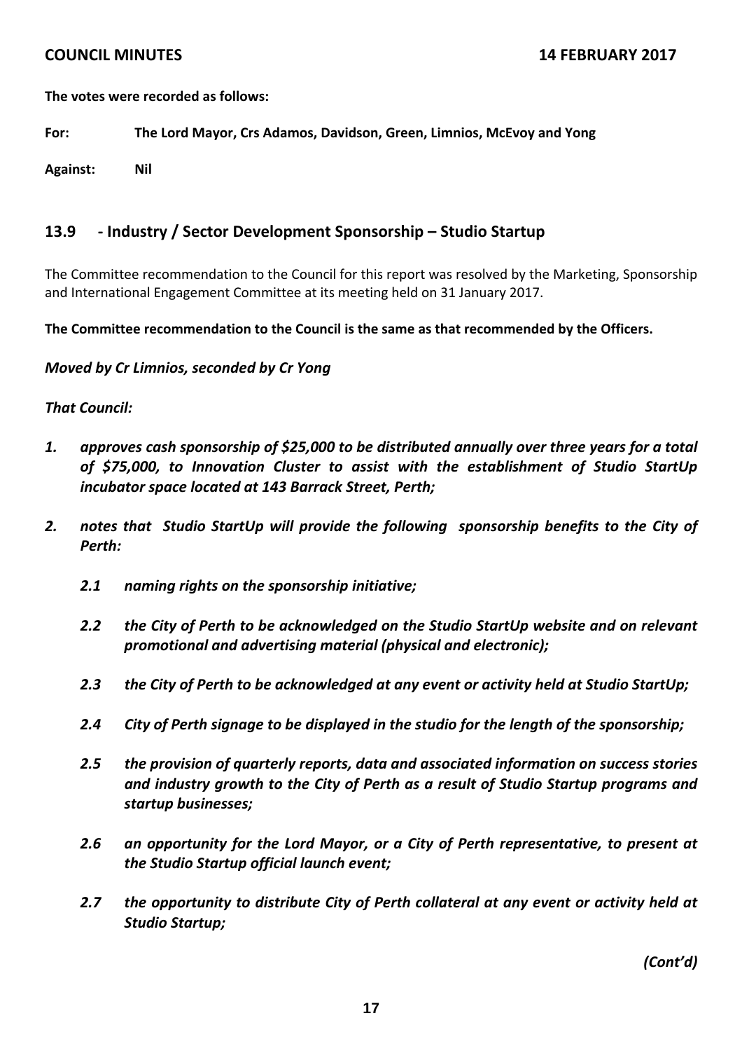**The votes were recorded as follows:**

**For:** **The Lord Mayor, Crs Adamos, Davidson, Green, Limnios, McEvoy and Yong**

**Against:** **Nil**

## 13.9 - Industry / Sector Development Sponsorship – Studio Startup

The Committee recommendation to the Council for this report was resolved by the Marketing, Sponsorship and International Engagement Committee at its meeting held on 31 January 2017.

**The Committee recommendation to the Council is the same as that recommended by the Officers.**

***Moved by Cr Limnios, seconded by Cr Yong***

***That Council:***

1. ***approves cash sponsorship of $25,000 to be distributed annually over three years for a total of $75,000, to Innovation Cluster to assist with the establishment of Studio StartUp incubator space located at 143 Barrack Street, Perth;***

2. ***notes that Studio StartUp will provide the following sponsorship benefits to the City of Perth:***

   2.1 ***naming rights on the sponsorship initiative;***

   2.2 ***the City of Perth to be acknowledged on the Studio StartUp website and on relevant promotional and advertising material (physical and electronic);***

   2.3 ***the City of Perth to be acknowledged at any event or activity held at Studio StartUp;***

   2.4 ***City of Perth signage to be displayed in the studio for the length of the sponsorship;***

   2.5 ***the provision of quarterly reports, data and associated information on success stories and industry growth to the City of Perth as a result of Studio Startup programs and startup businesses;***

   2.6 ***an opportunity for the Lord Mayor, or a City of Perth representative, to present at the Studio Startup official launch event;***

   2.7 ***the opportunity to distribute City of Perth collateral at any event or activity held at Studio Startup;***

***(Cont'd)***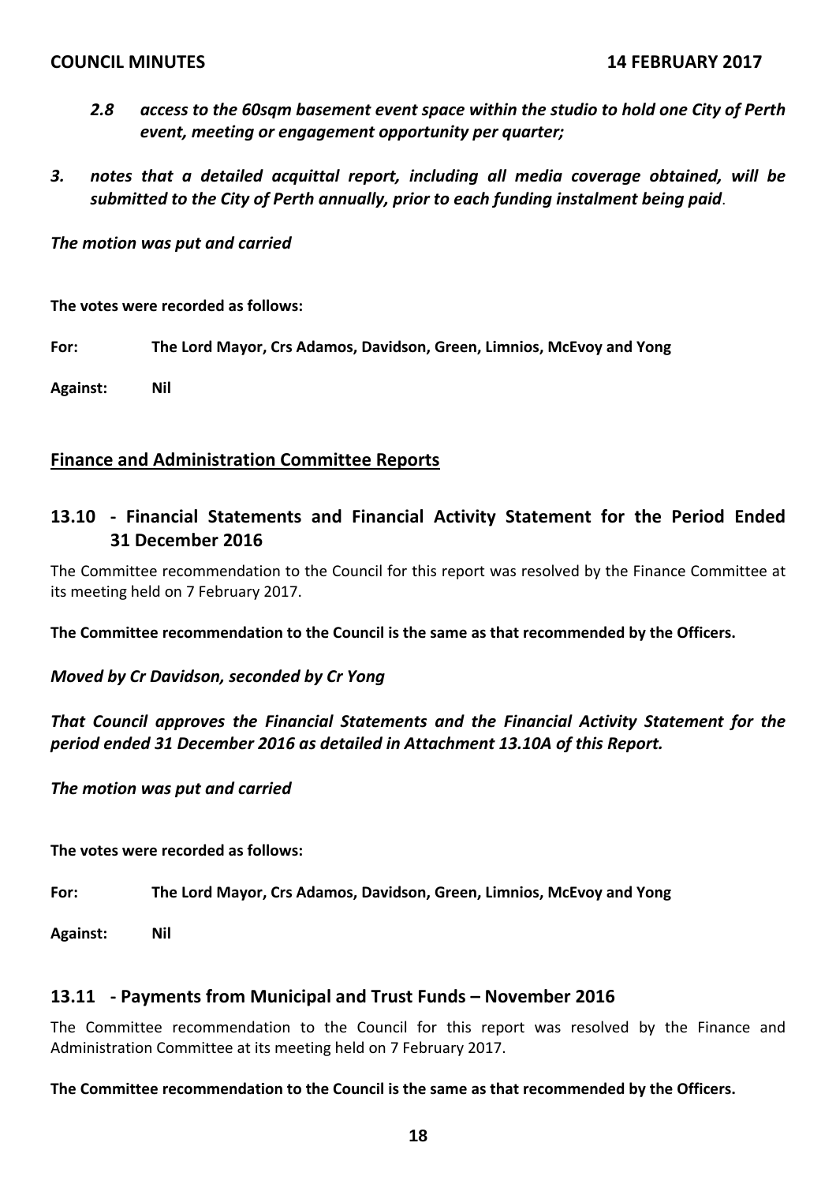*2.8 access to the 60sqm basement event space within the studio to hold one City of Perth event, meeting or engagement opportunity per quarter;*

*3. notes that a detailed acquittal report, including all media coverage obtained, will be submitted to the City of Perth annually, prior to each funding instalment being paid.*

***The motion was put and carried***

**The votes were recorded as follows:**

**For: The Lord Mayor, Crs Adamos, Davidson, Green, Limnios, McEvoy and Yong**

**Against: Nil**

## Finance and Administration Committee Reports

## 13.10 - Financial Statements and Financial Activity Statement for the Period Ended 31 December 2016

The Committee recommendation to the Council for this report was resolved by the Finance Committee at its meeting held on 7 February 2017.

**The Committee recommendation to the Council is the same as that recommended by the Officers.**

***Moved by Cr Davidson, seconded by Cr Yong***

***That Council approves the Financial Statements and the Financial Activity Statement for the period ended 31 December 2016 as detailed in Attachment 13.10A of this Report.***

***The motion was put and carried***

**The votes were recorded as follows:**

**For: The Lord Mayor, Crs Adamos, Davidson, Green, Limnios, McEvoy and Yong**

**Against: Nil**

## 13.11 - Payments from Municipal and Trust Funds – November 2016

The Committee recommendation to the Council for this report was resolved by the Finance and Administration Committee at its meeting held on 7 February 2017.

**The Committee recommendation to the Council is the same as that recommended by the Officers.**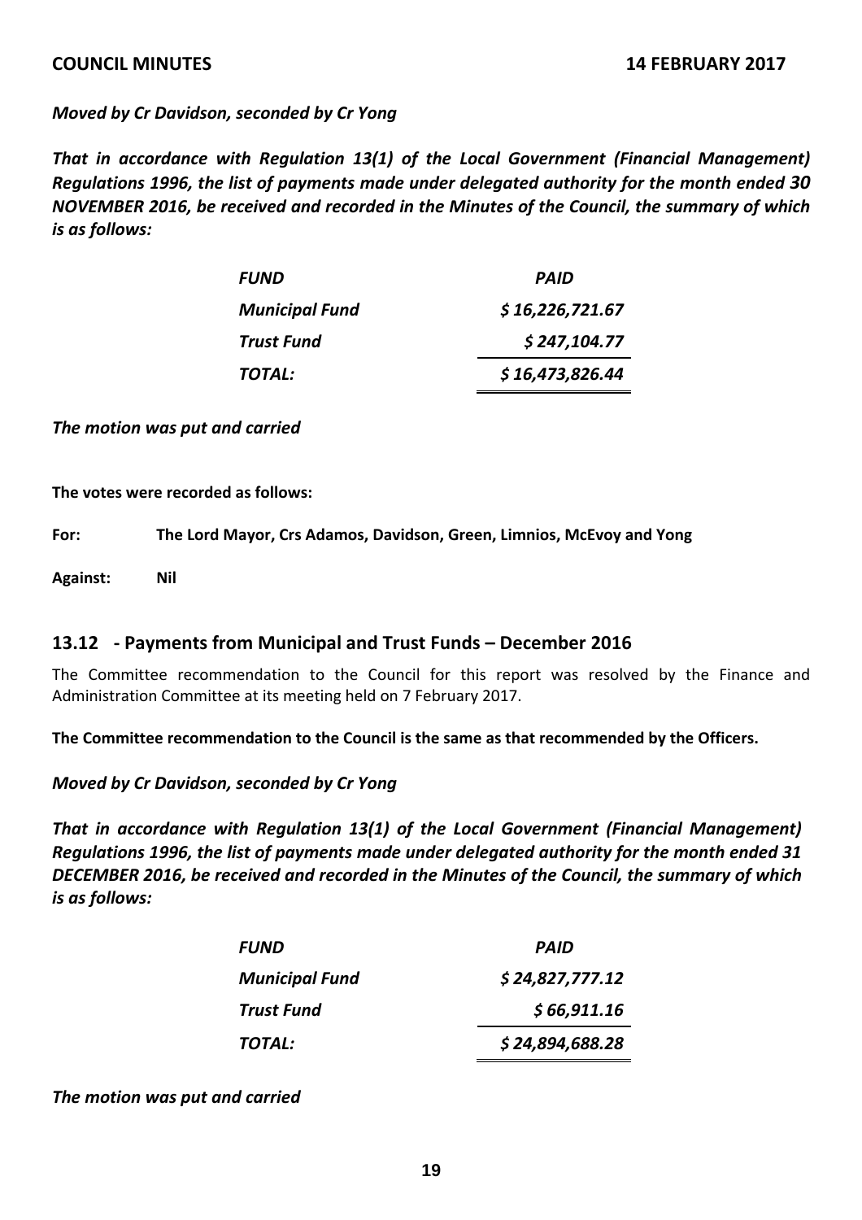***Moved by Cr Davidson, seconded by Cr Yong***

***That in accordance with Regulation 13(1) of the Local Government (Financial Management) Regulations 1996, the list of payments made under delegated authority for the month ended 30 NOVEMBER 2016, be received and recorded in the Minutes of the Council, the summary of which is as follows:***

| ***FUND*** | ***PAID*** |
|---|---|
| ***Municipal Fund*** | ***$ 16,226,721.67*** |
| ***Trust Fund*** | ***$ 247,104.77*** |
| ***TOTAL:*** | ***$ 16,473,826.44*** |

***The motion was put and carried***

**The votes were recorded as follows:**

**For:** **The Lord Mayor, Crs Adamos, Davidson, Green, Limnios, McEvoy and Yong**

**Against:** **Nil**

## 13.12 - Payments from Municipal and Trust Funds – December 2016

The Committee recommendation to the Council for this report was resolved by the Finance and Administration Committee at its meeting held on 7 February 2017.

**The Committee recommendation to the Council is the same as that recommended by the Officers.**

***Moved by Cr Davidson, seconded by Cr Yong***

***That in accordance with Regulation 13(1) of the Local Government (Financial Management) Regulations 1996, the list of payments made under delegated authority for the month ended 31 DECEMBER 2016, be received and recorded in the Minutes of the Council, the summary of which is as follows:***

| ***FUND*** | ***PAID*** |
|---|---|
| ***Municipal Fund*** | ***$ 24,827,777.12*** |
| ***Trust Fund*** | ***$ 66,911.16*** |
| ***TOTAL:*** | ***$ 24,894,688.28*** |

***The motion was put and carried***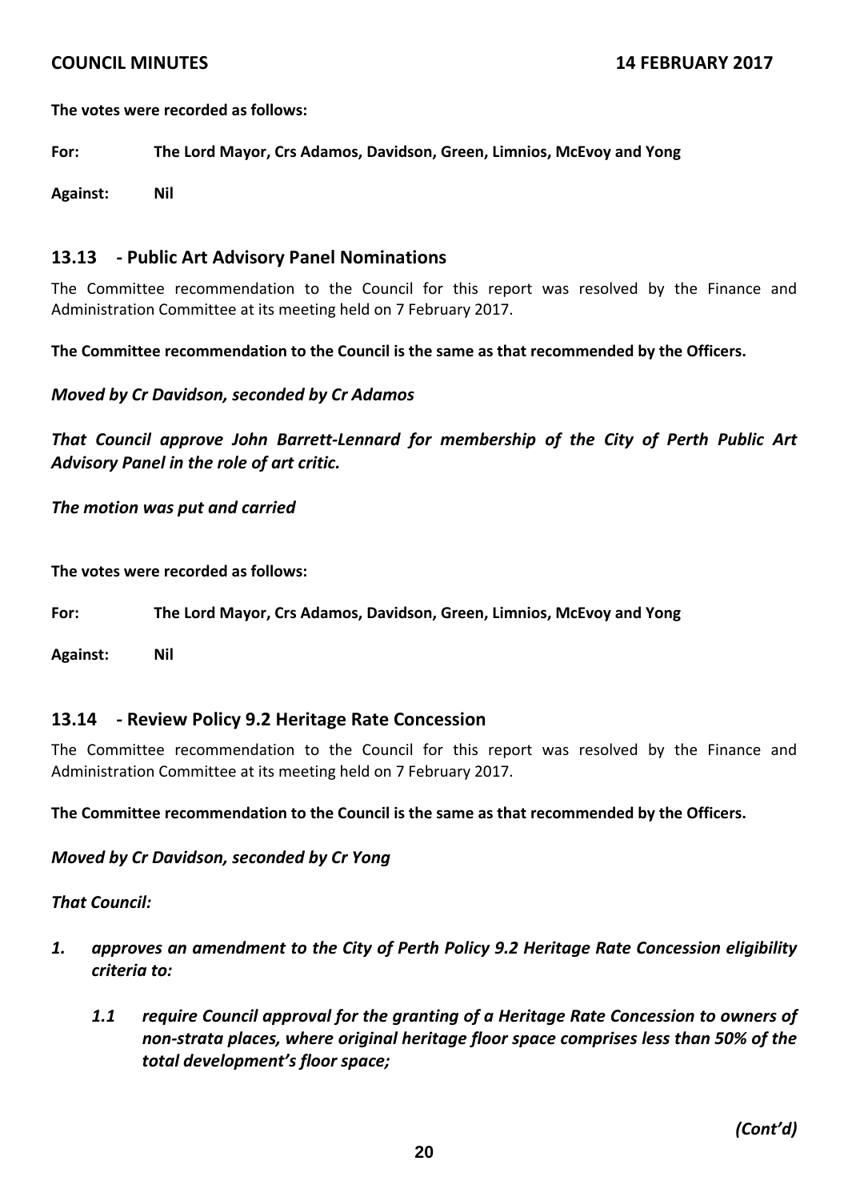**The votes were recorded as follows:**

**For: The Lord Mayor, Crs Adamos, Davidson, Green, Limnios, McEvoy and Yong**

**Against: Nil**

## 13.13 - Public Art Advisory Panel Nominations

The Committee recommendation to the Council for this report was resolved by the Finance and Administration Committee at its meeting held on 7 February 2017.

**The Committee recommendation to the Council is the same as that recommended by the Officers.**

***Moved by Cr Davidson, seconded by Cr Adamos***

***That Council approve John Barrett-Lennard for membership of the City of Perth Public Art Advisory Panel in the role of art critic.***

***The motion was put and carried***

**The votes were recorded as follows:**

**For: The Lord Mayor, Crs Adamos, Davidson, Green, Limnios, McEvoy and Yong**

**Against: Nil**

## 13.14 - Review Policy 9.2 Heritage Rate Concession

The Committee recommendation to the Council for this report was resolved by the Finance and Administration Committee at its meeting held on 7 February 2017.

**The Committee recommendation to the Council is the same as that recommended by the Officers.**

***Moved by Cr Davidson, seconded by Cr Yong***

***That Council:***

1. ***approves an amendment to the City of Perth Policy 9.2 Heritage Rate Concession eligibility criteria to:***

    1.1 ***require Council approval for the granting of a Heritage Rate Concession to owners of non-strata places, where original heritage floor space comprises less than 50% of the total development's floor space;***

*(Cont'd)*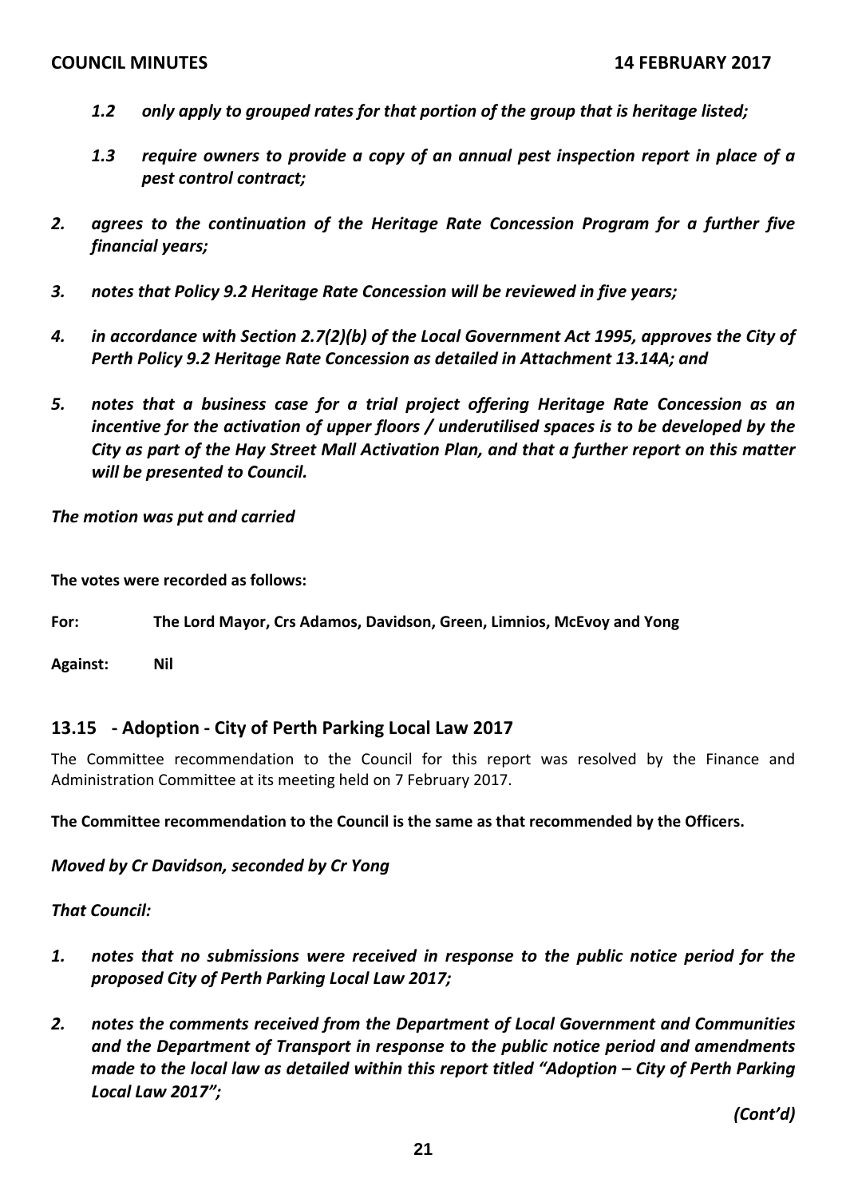*1.2 only apply to grouped rates for that portion of the group that is heritage listed;*

*1.3 require owners to provide a copy of an annual pest inspection report in place of a pest control contract;*

***2. agrees to the continuation of the Heritage Rate Concession Program for a further five financial years;***

***3. notes that Policy 9.2 Heritage Rate Concession will be reviewed in five years;***

***4. in accordance with Section 2.7(2)(b) of the Local Government Act 1995, approves the City of Perth Policy 9.2 Heritage Rate Concession as detailed in Attachment 13.14A; and***

***5. notes that a business case for a trial project offering Heritage Rate Concession as an incentive for the activation of upper floors / underutilised spaces is to be developed by the City as part of the Hay Street Mall Activation Plan, and that a further report on this matter will be presented to Council.***

***The motion was put and carried***

**The votes were recorded as follows:**

**For:** **The Lord Mayor, Crs Adamos, Davidson, Green, Limnios, McEvoy and Yong**

**Against:** **Nil**

## 13.15 - Adoption - City of Perth Parking Local Law 2017

The Committee recommendation to the Council for this report was resolved by the Finance and Administration Committee at its meeting held on 7 February 2017.

**The Committee recommendation to the Council is the same as that recommended by the Officers.**

***Moved by Cr Davidson, seconded by Cr Yong***

***That Council:***

***1. notes that no submissions were received in response to the public notice period for the proposed City of Perth Parking Local Law 2017;***

***2. notes the comments received from the Department of Local Government and Communities and the Department of Transport in response to the public notice period and amendments made to the local law as detailed within this report titled "Adoption – City of Perth Parking Local Law 2017";***

***(Cont'd)***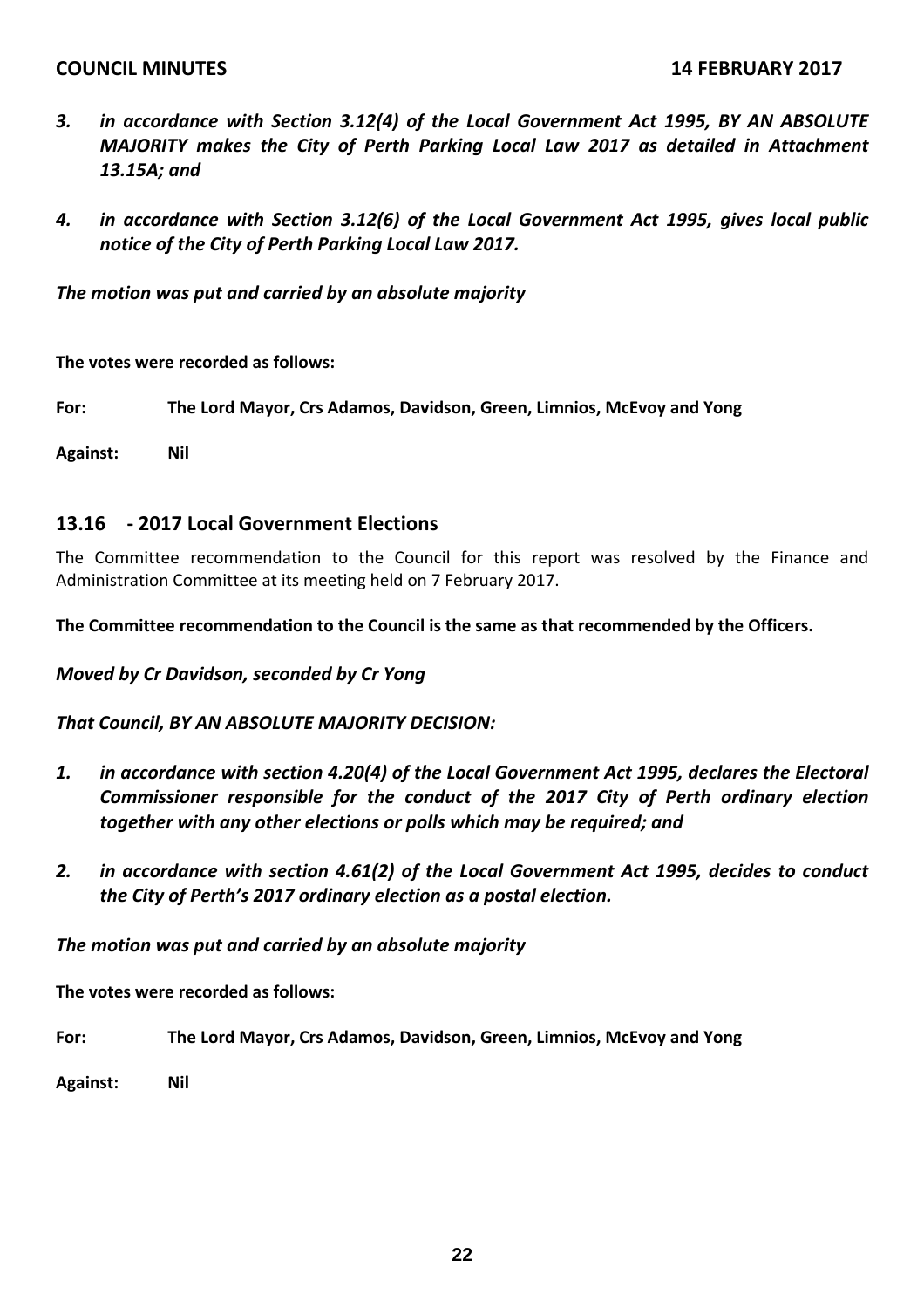3. ***in accordance with Section 3.12(4) of the Local Government Act 1995, BY AN ABSOLUTE MAJORITY makes the City of Perth Parking Local Law 2017 as detailed in Attachment 13.15A; and***

4. ***in accordance with Section 3.12(6) of the Local Government Act 1995, gives local public notice of the City of Perth Parking Local Law 2017.***

***The motion was put and carried by an absolute majority***

**The votes were recorded as follows:**

**For: The Lord Mayor, Crs Adamos, Davidson, Green, Limnios, McEvoy and Yong**

**Against: Nil**

## 13.16 - 2017 Local Government Elections

The Committee recommendation to the Council for this report was resolved by the Finance and Administration Committee at its meeting held on 7 February 2017.

**The Committee recommendation to the Council is the same as that recommended by the Officers.**

***Moved by Cr Davidson, seconded by Cr Yong***

***That Council, BY AN ABSOLUTE MAJORITY DECISION:***

1. ***in accordance with section 4.20(4) of the Local Government Act 1995, declares the Electoral Commissioner responsible for the conduct of the 2017 City of Perth ordinary election together with any other elections or polls which may be required; and***

2. ***in accordance with section 4.61(2) of the Local Government Act 1995, decides to conduct the City of Perth's 2017 ordinary election as a postal election.***

***The motion was put and carried by an absolute majority***

**The votes were recorded as follows:**

**For: The Lord Mayor, Crs Adamos, Davidson, Green, Limnios, McEvoy and Yong**

**Against: Nil**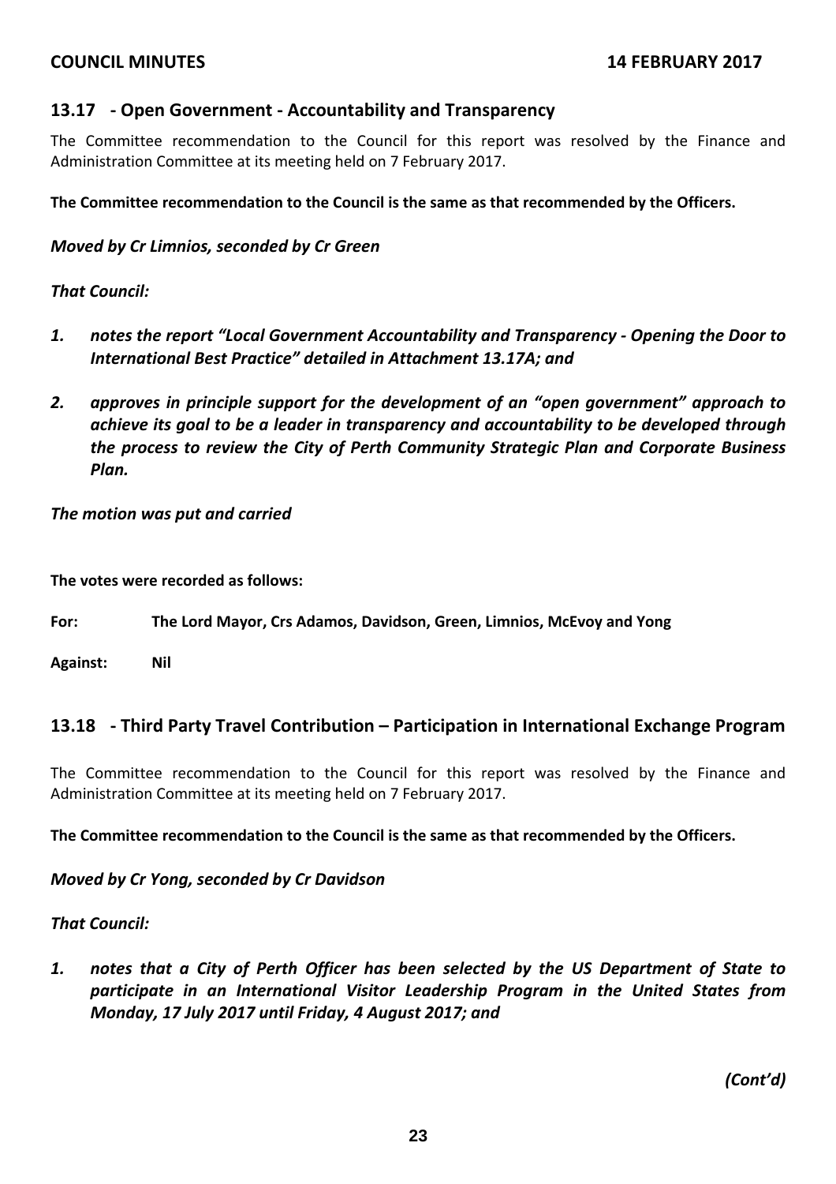## 13.17 - Open Government - Accountability and Transparency

The Committee recommendation to the Council for this report was resolved by the Finance and Administration Committee at its meeting held on 7 February 2017.

**The Committee recommendation to the Council is the same as that recommended by the Officers.**

***Moved by Cr Limnios, seconded by Cr Green***

***That Council:***

1. ***notes the report "Local Government Accountability and Transparency - Opening the Door to International Best Practice" detailed in Attachment 13.17A; and***

2. ***approves in principle support for the development of an "open government" approach to achieve its goal to be a leader in transparency and accountability to be developed through the process to review the City of Perth Community Strategic Plan and Corporate Business Plan.***

***The motion was put and carried***

**The votes were recorded as follows:**

**For:** **The Lord Mayor, Crs Adamos, Davidson, Green, Limnios, McEvoy and Yong**

**Against:** **Nil**

## 13.18 - Third Party Travel Contribution – Participation in International Exchange Program

The Committee recommendation to the Council for this report was resolved by the Finance and Administration Committee at its meeting held on 7 February 2017.

**The Committee recommendation to the Council is the same as that recommended by the Officers.**

***Moved by Cr Yong, seconded by Cr Davidson***

***That Council:***

1. ***notes that a City of Perth Officer has been selected by the US Department of State to participate in an International Visitor Leadership Program in the United States from Monday, 17 July 2017 until Friday, 4 August 2017; and***

***(Cont'd)***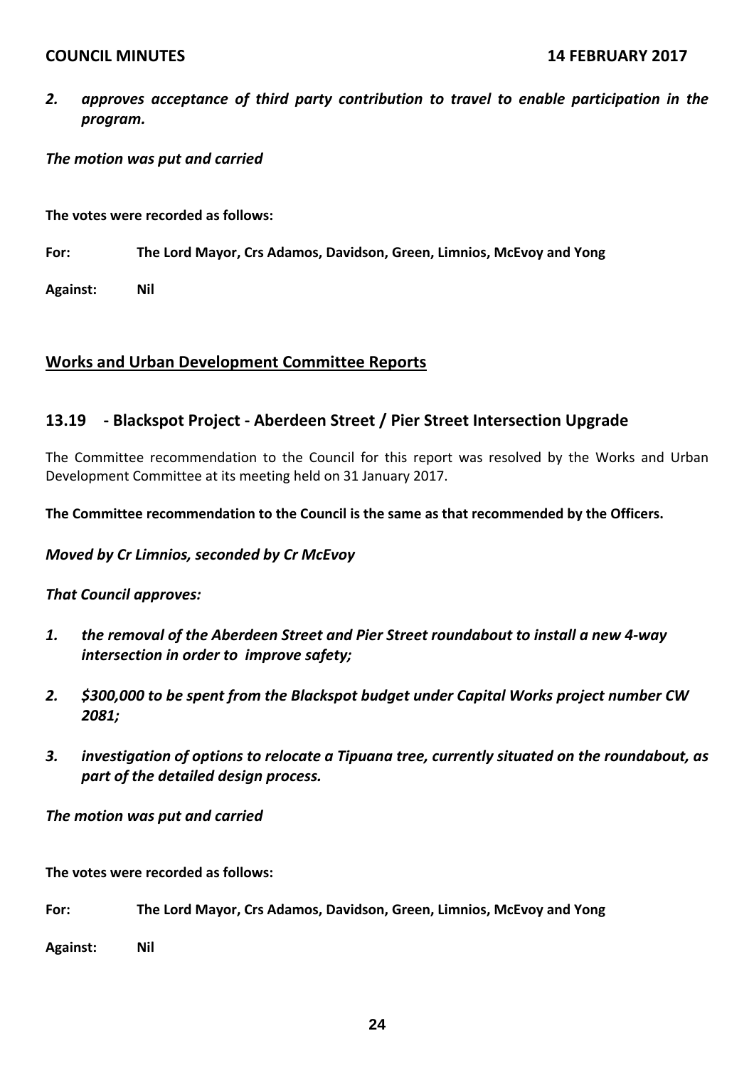*2. approves acceptance of third party contribution to travel to enable participation in the program.*

***The motion was put and carried***

**The votes were recorded as follows:**

**For: The Lord Mayor, Crs Adamos, Davidson, Green, Limnios, McEvoy and Yong**

**Against: Nil**

## Works and Urban Development Committee Reports

### 13.19 - Blackspot Project - Aberdeen Street / Pier Street Intersection Upgrade

The Committee recommendation to the Council for this report was resolved by the Works and Urban Development Committee at its meeting held on 31 January 2017.

**The Committee recommendation to the Council is the same as that recommended by the Officers.**

***Moved by Cr Limnios, seconded by Cr McEvoy***

***That Council approves:***

***1. the removal of the Aberdeen Street and Pier Street roundabout to install a new 4-way intersection in order to improve safety;***

***2. $300,000 to be spent from the Blackspot budget under Capital Works project number CW 2081;***

***3. investigation of options to relocate a Tipuana tree, currently situated on the roundabout, as part of the detailed design process.***

***The motion was put and carried***

**The votes were recorded as follows:**

**For: The Lord Mayor, Crs Adamos, Davidson, Green, Limnios, McEvoy and Yong**

**Against: Nil**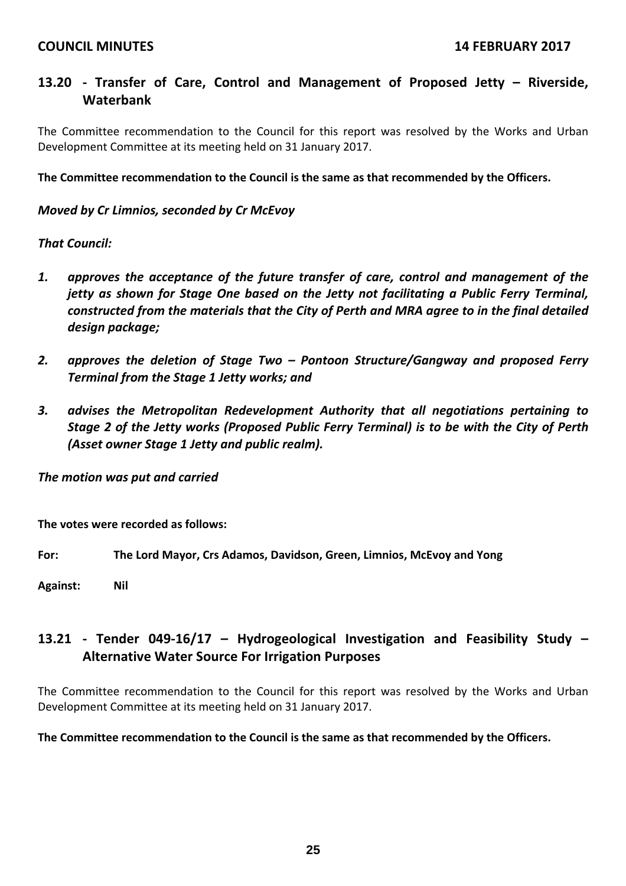## 13.20 - Transfer of Care, Control and Management of Proposed Jetty – Riverside, Waterbank

The Committee recommendation to the Council for this report was resolved by the Works and Urban Development Committee at its meeting held on 31 January 2017.

**The Committee recommendation to the Council is the same as that recommended by the Officers.**

***Moved by Cr Limnios, seconded by Cr McEvoy***

***That Council:***

1. ***approves the acceptance of the future transfer of care, control and management of the jetty as shown for Stage One based on the Jetty not facilitating a Public Ferry Terminal, constructed from the materials that the City of Perth and MRA agree to in the final detailed design package;***
2. ***approves the deletion of Stage Two – Pontoon Structure/Gangway and proposed Ferry Terminal from the Stage 1 Jetty works; and***
3. ***advises the Metropolitan Redevelopment Authority that all negotiations pertaining to Stage 2 of the Jetty works (Proposed Public Ferry Terminal) is to be with the City of Perth (Asset owner Stage 1 Jetty and public realm).***

***The motion was put and carried***

**The votes were recorded as follows:**

**For:** **The Lord Mayor, Crs Adamos, Davidson, Green, Limnios, McEvoy and Yong**

**Against:** **Nil**

## 13.21 - Tender 049-16/17 – Hydrogeological Investigation and Feasibility Study – Alternative Water Source For Irrigation Purposes

The Committee recommendation to the Council for this report was resolved by the Works and Urban Development Committee at its meeting held on 31 January 2017.

**The Committee recommendation to the Council is the same as that recommended by the Officers.**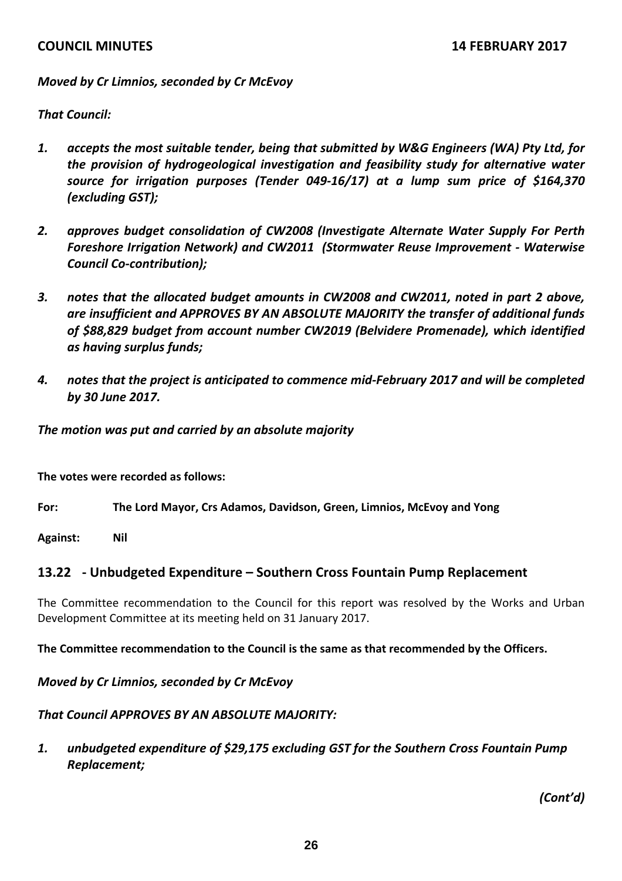*Moved by Cr Limnios, seconded by Cr McEvoy*

***That Council:***

1. ***accepts the most suitable tender, being that submitted by W&G Engineers (WA) Pty Ltd, for the provision of hydrogeological investigation and feasibility study for alternative water source for irrigation purposes (Tender 049-16/17) at a lump sum price of $164,370 (excluding GST);***

2. ***approves budget consolidation of CW2008 (Investigate Alternate Water Supply For Perth Foreshore Irrigation Network) and CW2011 (Stormwater Reuse Improvement - Waterwise Council Co-contribution);***

3. ***notes that the allocated budget amounts in CW2008 and CW2011, noted in part 2 above, are insufficient and APPROVES BY AN ABSOLUTE MAJORITY the transfer of additional funds of $88,829 budget from account number CW2019 (Belvidere Promenade), which identified as having surplus funds;***

4. ***notes that the project is anticipated to commence mid-February 2017 and will be completed by 30 June 2017.***

***The motion was put and carried by an absolute majority***

**The votes were recorded as follows:**

**For:** **The Lord Mayor, Crs Adamos, Davidson, Green, Limnios, McEvoy and Yong**

**Against:** **Nil**

## 13.22 - Unbudgeted Expenditure – Southern Cross Fountain Pump Replacement

The Committee recommendation to the Council for this report was resolved by the Works and Urban Development Committee at its meeting held on 31 January 2017.

**The Committee recommendation to the Council is the same as that recommended by the Officers.**

***Moved by Cr Limnios, seconded by Cr McEvoy***

***That Council APPROVES BY AN ABSOLUTE MAJORITY:***

1. ***unbudgeted expenditure of $29,175 excluding GST for the Southern Cross Fountain Pump Replacement;***

*(Cont'd)*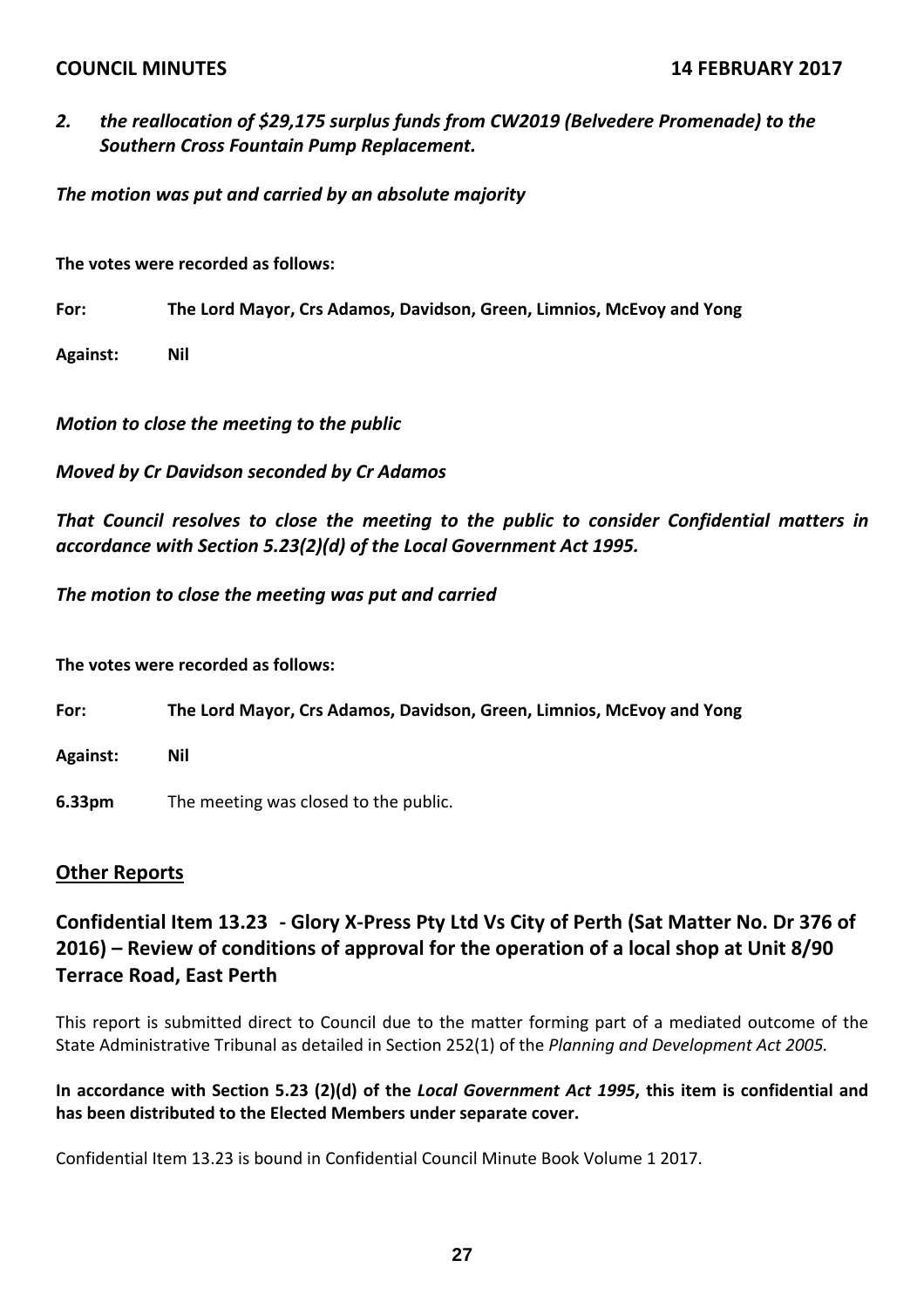*2. the reallocation of $29,175 surplus funds from CW2019 (Belvedere Promenade) to the Southern Cross Fountain Pump Replacement.*

***The motion was put and carried by an absolute majority***

**The votes were recorded as follows:**

**For:** **The Lord Mayor, Crs Adamos, Davidson, Green, Limnios, McEvoy and Yong**

**Against:** **Nil**

***Motion to close the meeting to the public***

***Moved by Cr Davidson seconded by Cr Adamos***

***That Council resolves to close the meeting to the public to consider Confidential matters in accordance with Section 5.23(2)(d) of the Local Government Act 1995.***

***The motion to close the meeting was put and carried***

**The votes were recorded as follows:**

**For:** **The Lord Mayor, Crs Adamos, Davidson, Green, Limnios, McEvoy and Yong**

**Against:** **Nil**

**6.33pm** The meeting was closed to the public.

## Other Reports

## Confidential Item 13.23 - Glory X-Press Pty Ltd Vs City of Perth (Sat Matter No. Dr 376 of 2016) – Review of conditions of approval for the operation of a local shop at Unit 8/90 Terrace Road, East Perth

This report is submitted direct to Council due to the matter forming part of a mediated outcome of the State Administrative Tribunal as detailed in Section 252(1) of the *Planning and Development Act 2005.*

**In accordance with Section 5.23 (2)(d) of the *Local Government Act 1995*, this item is confidential and has been distributed to the Elected Members under separate cover.**

Confidential Item 13.23 is bound in Confidential Council Minute Book Volume 1 2017.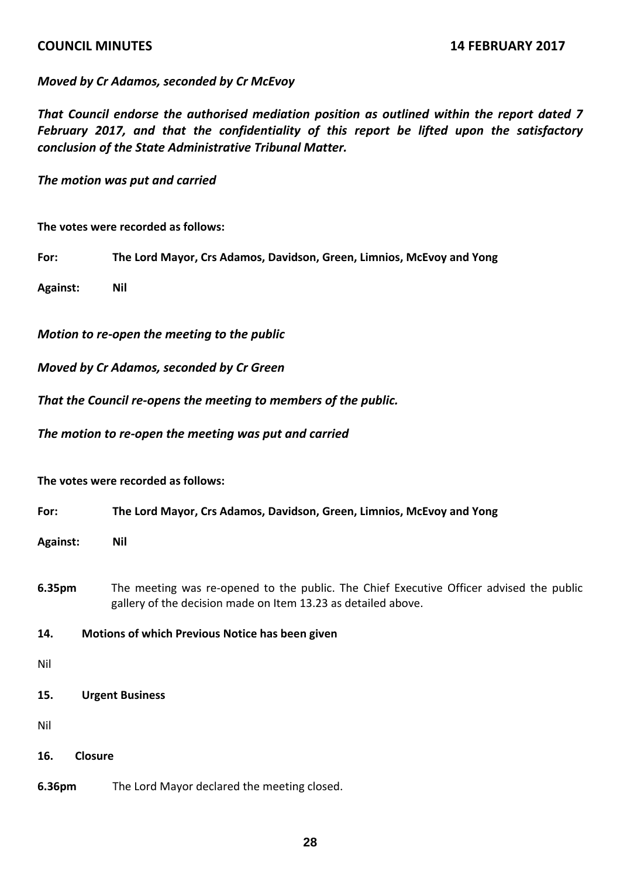***Moved by Cr Adamos, seconded by Cr McEvoy***

***That Council endorse the authorised mediation position as outlined within the report dated 7 February 2017, and that the confidentiality of this report be lifted upon the satisfactory conclusion of the State Administrative Tribunal Matter.***

***The motion was put and carried***

**The votes were recorded as follows:**

**For:** **The Lord Mayor, Crs Adamos, Davidson, Green, Limnios, McEvoy and Yong**

**Against:** **Nil**

***Motion to re-open the meeting to the public***

***Moved by Cr Adamos, seconded by Cr Green***

***That the Council re-opens the meeting to members of the public.***

***The motion to re-open the meeting was put and carried***

**The votes were recorded as follows:**

**For:** **The Lord Mayor, Crs Adamos, Davidson, Green, Limnios, McEvoy and Yong**

**Against:** **Nil**

**6.35pm** The meeting was re-opened to the public. The Chief Executive Officer advised the public gallery of the decision made on Item 13.23 as detailed above.

## 14. Motions of which Previous Notice has been given

Nil

## 15. Urgent Business

Nil

## 16. Closure

**6.36pm** The Lord Mayor declared the meeting closed.